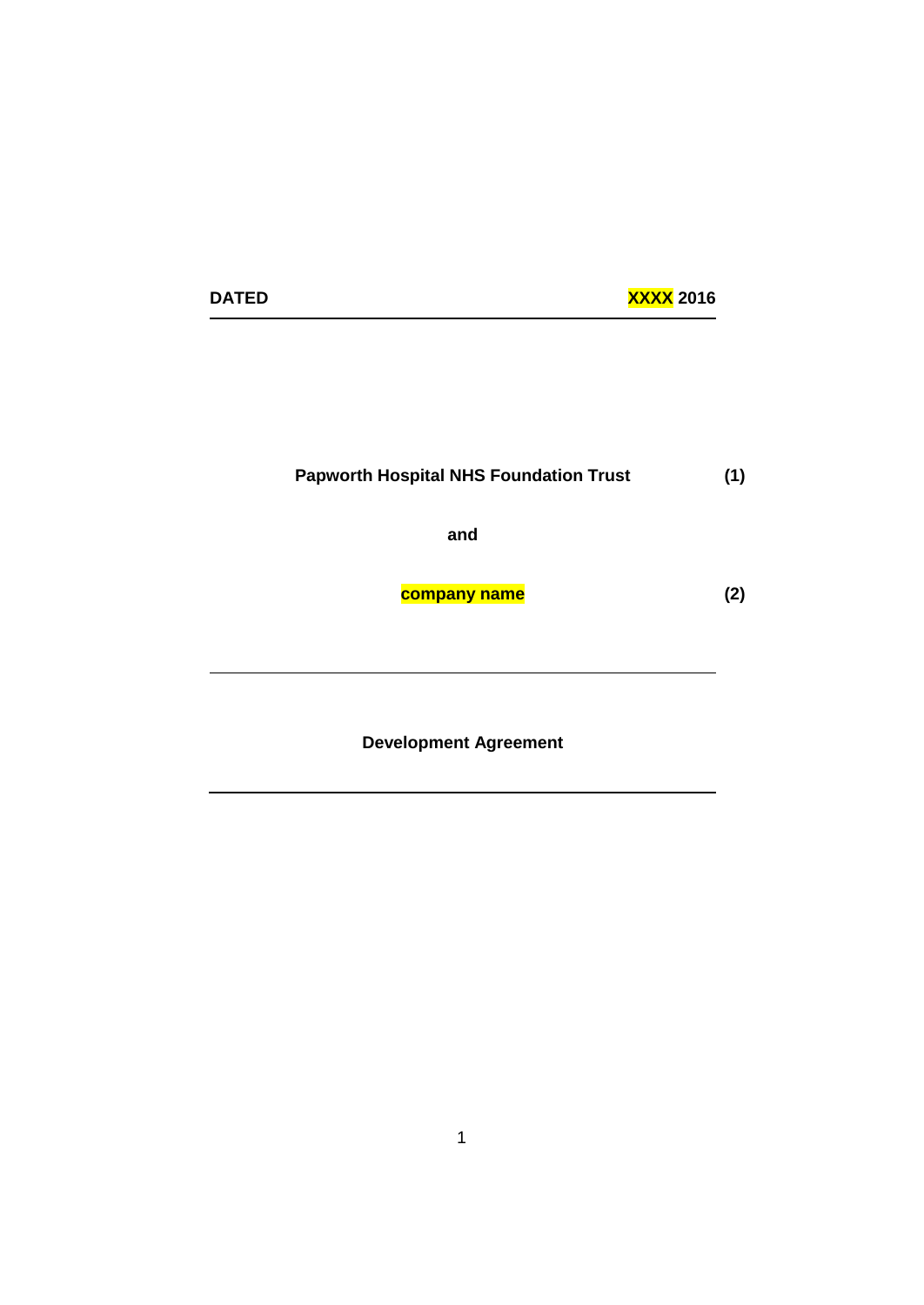**DATED** **XXXX 2016**

---

**Papworth Hospital NHS Foundation Trust** **(1)**

**and**

**company name** **(2)**

---

**Development Agreement**

---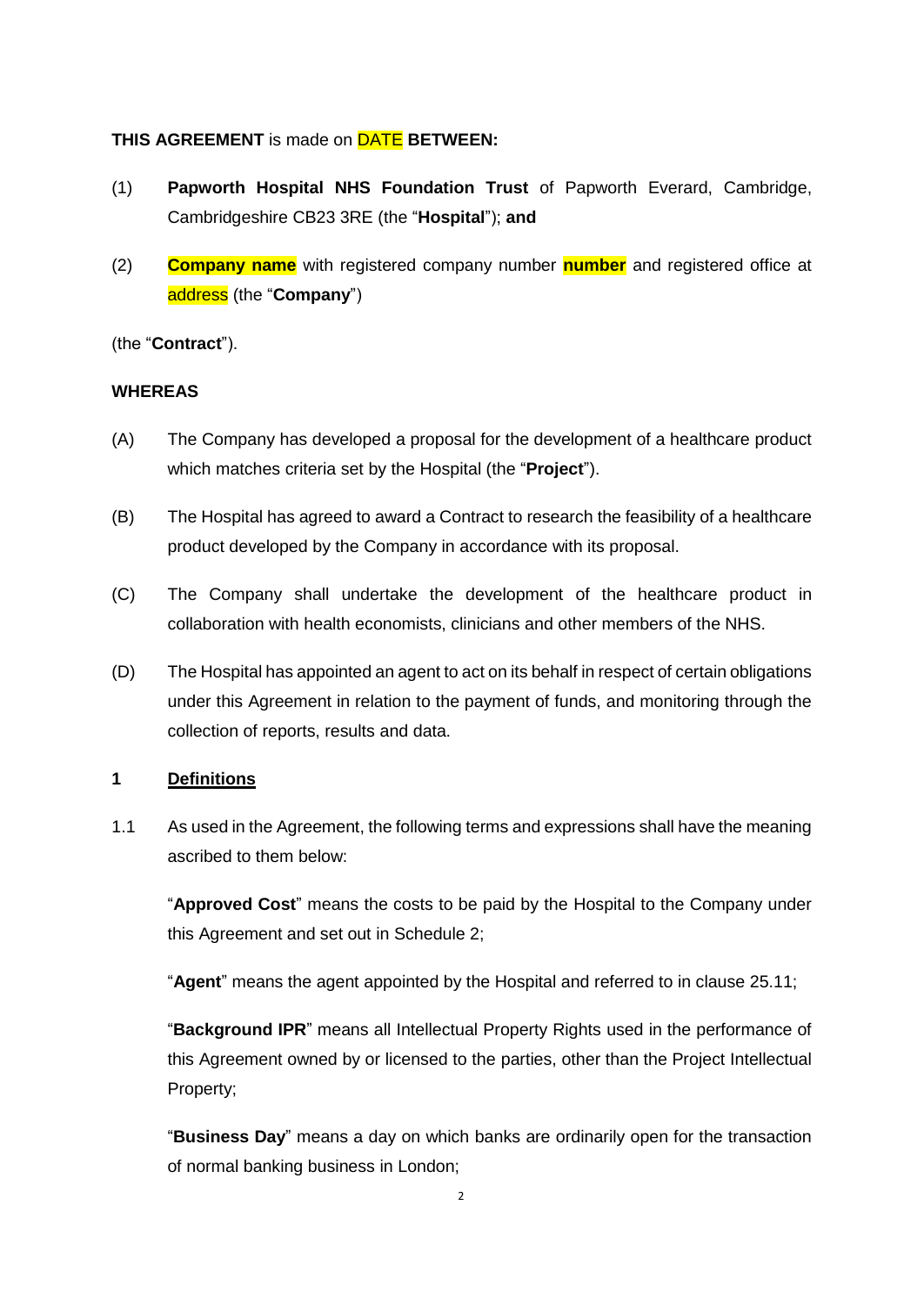**THIS AGREEMENT** is made on DATE **BETWEEN:**

(1) **Papworth Hospital NHS Foundation Trust** of Papworth Everard, Cambridge, Cambridgeshire CB23 3RE (the "**Hospital**"); **and**

(2) **Company name** with registered company number **number** and registered office at address (the "**Company**")

(the "**Contract**").

**WHEREAS**

(A) The Company has developed a proposal for the development of a healthcare product which matches criteria set by the Hospital (the "**Project**").

(B) The Hospital has agreed to award a Contract to research the feasibility of a healthcare product developed by the Company in accordance with its proposal.

(C) The Company shall undertake the development of the healthcare product in collaboration with health economists, clinicians and other members of the NHS.

(D) The Hospital has appointed an agent to act on its behalf in respect of certain obligations under this Agreement in relation to the payment of funds, and monitoring through the collection of reports, results and data.

## 1 Definitions

1.1 As used in the Agreement, the following terms and expressions shall have the meaning ascribed to them below:

"**Approved Cost**" means the costs to be paid by the Hospital to the Company under this Agreement and set out in Schedule 2;

"**Agent**" means the agent appointed by the Hospital and referred to in clause 25.11;

"**Background IPR**" means all Intellectual Property Rights used in the performance of this Agreement owned by or licensed to the parties, other than the Project Intellectual Property;

"**Business Day**" means a day on which banks are ordinarily open for the transaction of normal banking business in London;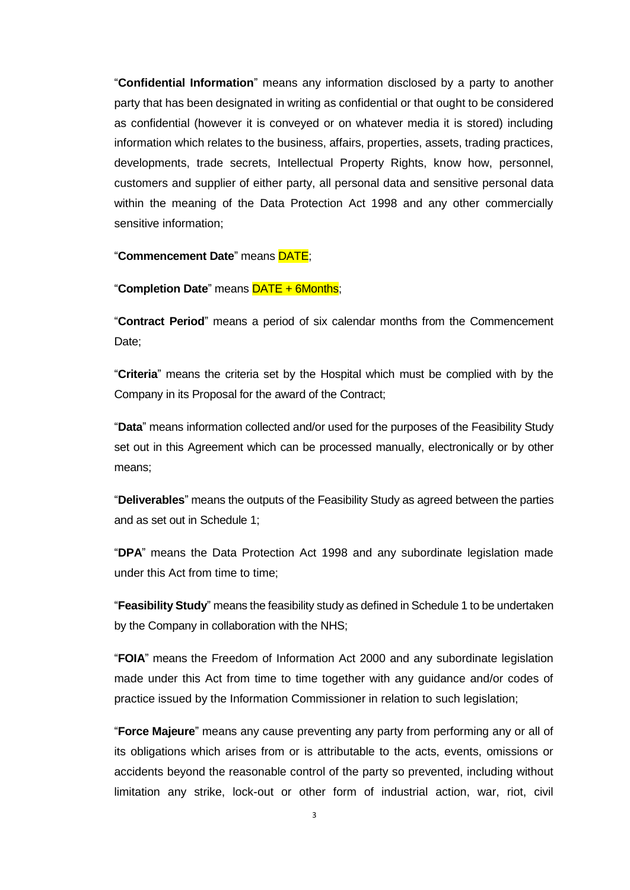"**Confidential Information**" means any information disclosed by a party to another party that has been designated in writing as confidential or that ought to be considered as confidential (however it is conveyed or on whatever media it is stored) including information which relates to the business, affairs, properties, assets, trading practices, developments, trade secrets, Intellectual Property Rights, know how, personnel, customers and supplier of either party, all personal data and sensitive personal data within the meaning of the Data Protection Act 1998 and any other commercially sensitive information;

"**Commencement Date**" means DATE;

"**Completion Date**" means DATE + 6Months;

"**Contract Period**" means a period of six calendar months from the Commencement Date;

"**Criteria**" means the criteria set by the Hospital which must be complied with by the Company in its Proposal for the award of the Contract;

"**Data**" means information collected and/or used for the purposes of the Feasibility Study set out in this Agreement which can be processed manually, electronically or by other means;

"**Deliverables**" means the outputs of the Feasibility Study as agreed between the parties and as set out in Schedule 1;

"**DPA**" means the Data Protection Act 1998 and any subordinate legislation made under this Act from time to time;

"**Feasibility Study**" means the feasibility study as defined in Schedule 1 to be undertaken by the Company in collaboration with the NHS;

"**FOIA**" means the Freedom of Information Act 2000 and any subordinate legislation made under this Act from time to time together with any guidance and/or codes of practice issued by the Information Commissioner in relation to such legislation;

"**Force Majeure**" means any cause preventing any party from performing any or all of its obligations which arises from or is attributable to the acts, events, omissions or accidents beyond the reasonable control of the party so prevented, including without limitation any strike, lock-out or other form of industrial action, war, riot, civil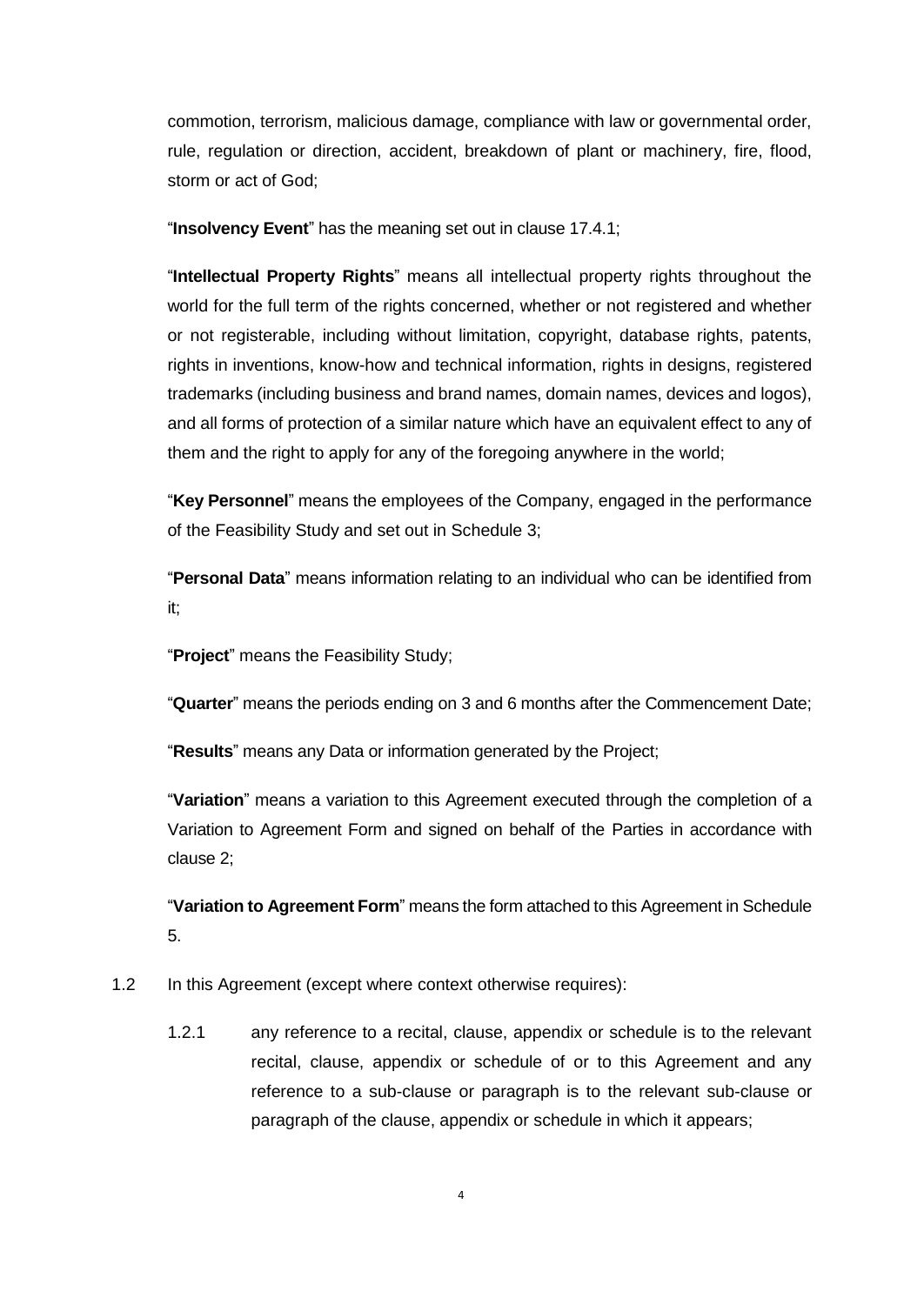commotion, terrorism, malicious damage, compliance with law or governmental order, rule, regulation or direction, accident, breakdown of plant or machinery, fire, flood, storm or act of God;

"**Insolvency Event**" has the meaning set out in clause 17.4.1;

"**Intellectual Property Rights**" means all intellectual property rights throughout the world for the full term of the rights concerned, whether or not registered and whether or not registerable, including without limitation, copyright, database rights, patents, rights in inventions, know-how and technical information, rights in designs, registered trademarks (including business and brand names, domain names, devices and logos), and all forms of protection of a similar nature which have an equivalent effect to any of them and the right to apply for any of the foregoing anywhere in the world;

"**Key Personnel**" means the employees of the Company, engaged in the performance of the Feasibility Study and set out in Schedule 3;

"**Personal Data**" means information relating to an individual who can be identified from it;

"**Project**" means the Feasibility Study;

"**Quarter**" means the periods ending on 3 and 6 months after the Commencement Date;

"**Results**" means any Data or information generated by the Project;

"**Variation**" means a variation to this Agreement executed through the completion of a Variation to Agreement Form and signed on behalf of the Parties in accordance with clause 2;

"**Variation to Agreement Form**" means the form attached to this Agreement in Schedule 5.

1.2 In this Agreement (except where context otherwise requires):

1.2.1 any reference to a recital, clause, appendix or schedule is to the relevant recital, clause, appendix or schedule of or to this Agreement and any reference to a sub-clause or paragraph is to the relevant sub-clause or paragraph of the clause, appendix or schedule in which it appears;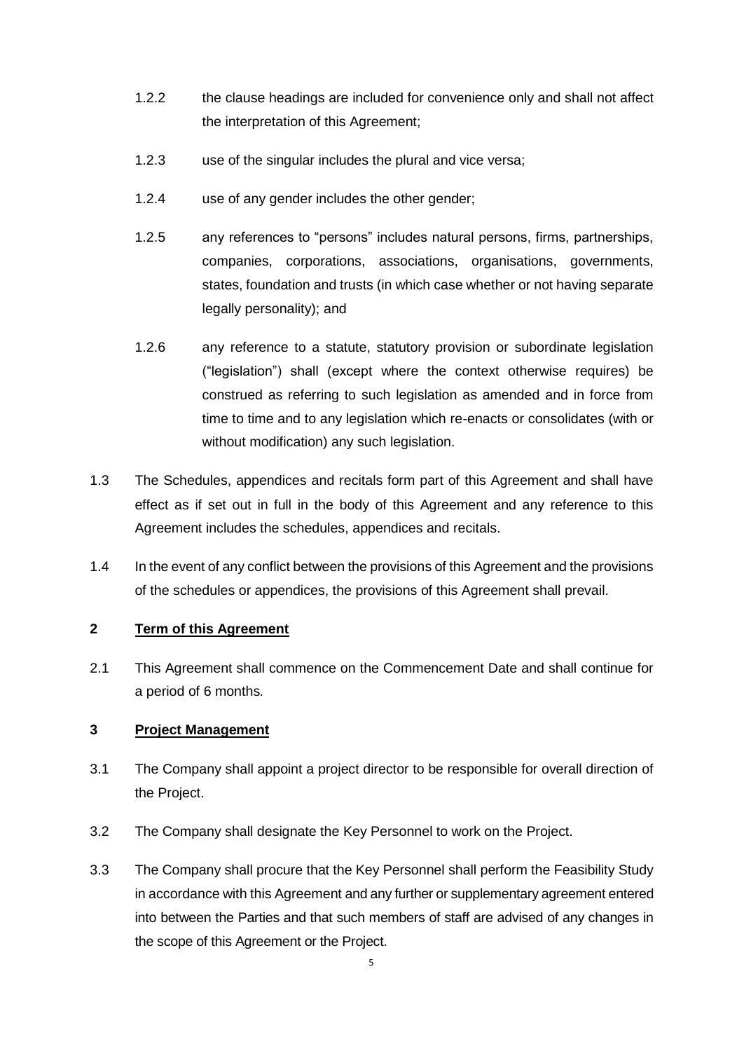1.2.2 the clause headings are included for convenience only and shall not affect the interpretation of this Agreement;

1.2.3 use of the singular includes the plural and vice versa;

1.2.4 use of any gender includes the other gender;

1.2.5 any references to "persons" includes natural persons, firms, partnerships, companies, corporations, associations, organisations, governments, states, foundation and trusts (in which case whether or not having separate legally personality); and

1.2.6 any reference to a statute, statutory provision or subordinate legislation ("legislation") shall (except where the context otherwise requires) be construed as referring to such legislation as amended and in force from time to time and to any legislation which re-enacts or consolidates (with or without modification) any such legislation.

1.3 The Schedules, appendices and recitals form part of this Agreement and shall have effect as if set out in full in the body of this Agreement and any reference to this Agreement includes the schedules, appendices and recitals.

1.4 In the event of any conflict between the provisions of this Agreement and the provisions of the schedules or appendices, the provisions of this Agreement shall prevail.

## 2 Term of this Agreement

2.1 This Agreement shall commence on the Commencement Date and shall continue for a period of 6 months.

## 3 Project Management

3.1 The Company shall appoint a project director to be responsible for overall direction of the Project.

3.2 The Company shall designate the Key Personnel to work on the Project.

3.3 The Company shall procure that the Key Personnel shall perform the Feasibility Study in accordance with this Agreement and any further or supplementary agreement entered into between the Parties and that such members of staff are advised of any changes in the scope of this Agreement or the Project.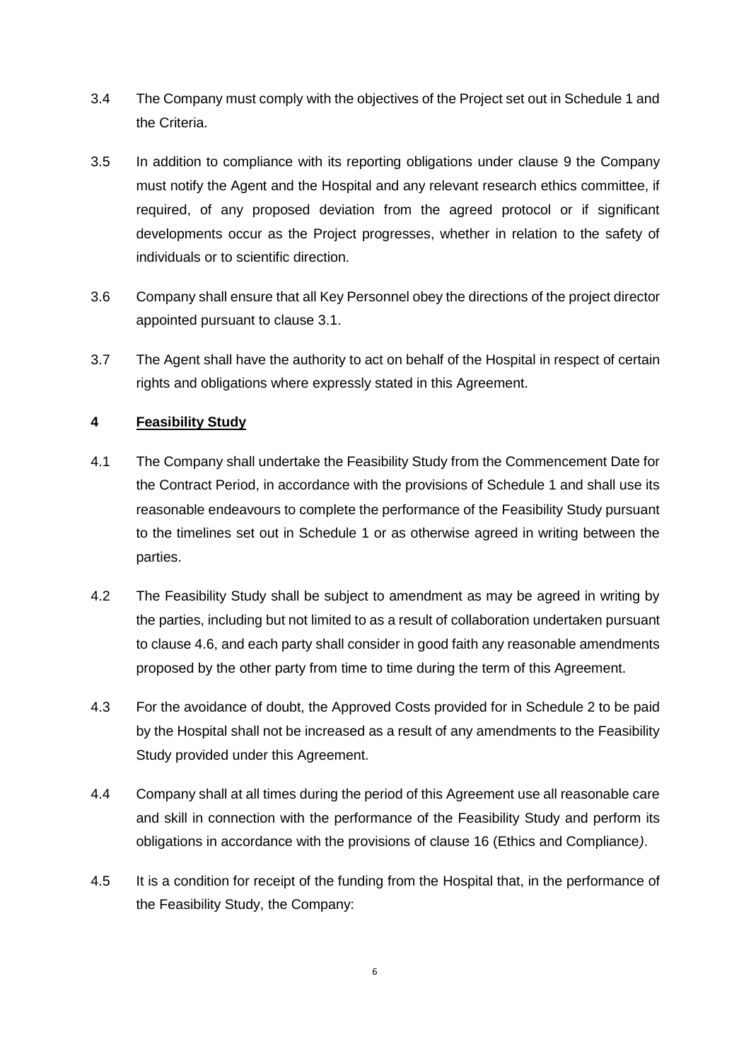3.4 The Company must comply with the objectives of the Project set out in Schedule 1 and the Criteria.

3.5 In addition to compliance with its reporting obligations under clause 9 the Company must notify the Agent and the Hospital and any relevant research ethics committee, if required, of any proposed deviation from the agreed protocol or if significant developments occur as the Project progresses, whether in relation to the safety of individuals or to scientific direction.

3.6 Company shall ensure that all Key Personnel obey the directions of the project director appointed pursuant to clause 3.1.

3.7 The Agent shall have the authority to act on behalf of the Hospital in respect of certain rights and obligations where expressly stated in this Agreement.

## 4 Feasibility Study

4.1 The Company shall undertake the Feasibility Study from the Commencement Date for the Contract Period, in accordance with the provisions of Schedule 1 and shall use its reasonable endeavours to complete the performance of the Feasibility Study pursuant to the timelines set out in Schedule 1 or as otherwise agreed in writing between the parties.

4.2 The Feasibility Study shall be subject to amendment as may be agreed in writing by the parties, including but not limited to as a result of collaboration undertaken pursuant to clause 4.6, and each party shall consider in good faith any reasonable amendments proposed by the other party from time to time during the term of this Agreement.

4.3 For the avoidance of doubt, the Approved Costs provided for in Schedule 2 to be paid by the Hospital shall not be increased as a result of any amendments to the Feasibility Study provided under this Agreement.

4.4 Company shall at all times during the period of this Agreement use all reasonable care and skill in connection with the performance of the Feasibility Study and perform its obligations in accordance with the provisions of clause 16 (Ethics and Compliance*)*.

4.5 It is a condition for receipt of the funding from the Hospital that, in the performance of the Feasibility Study, the Company: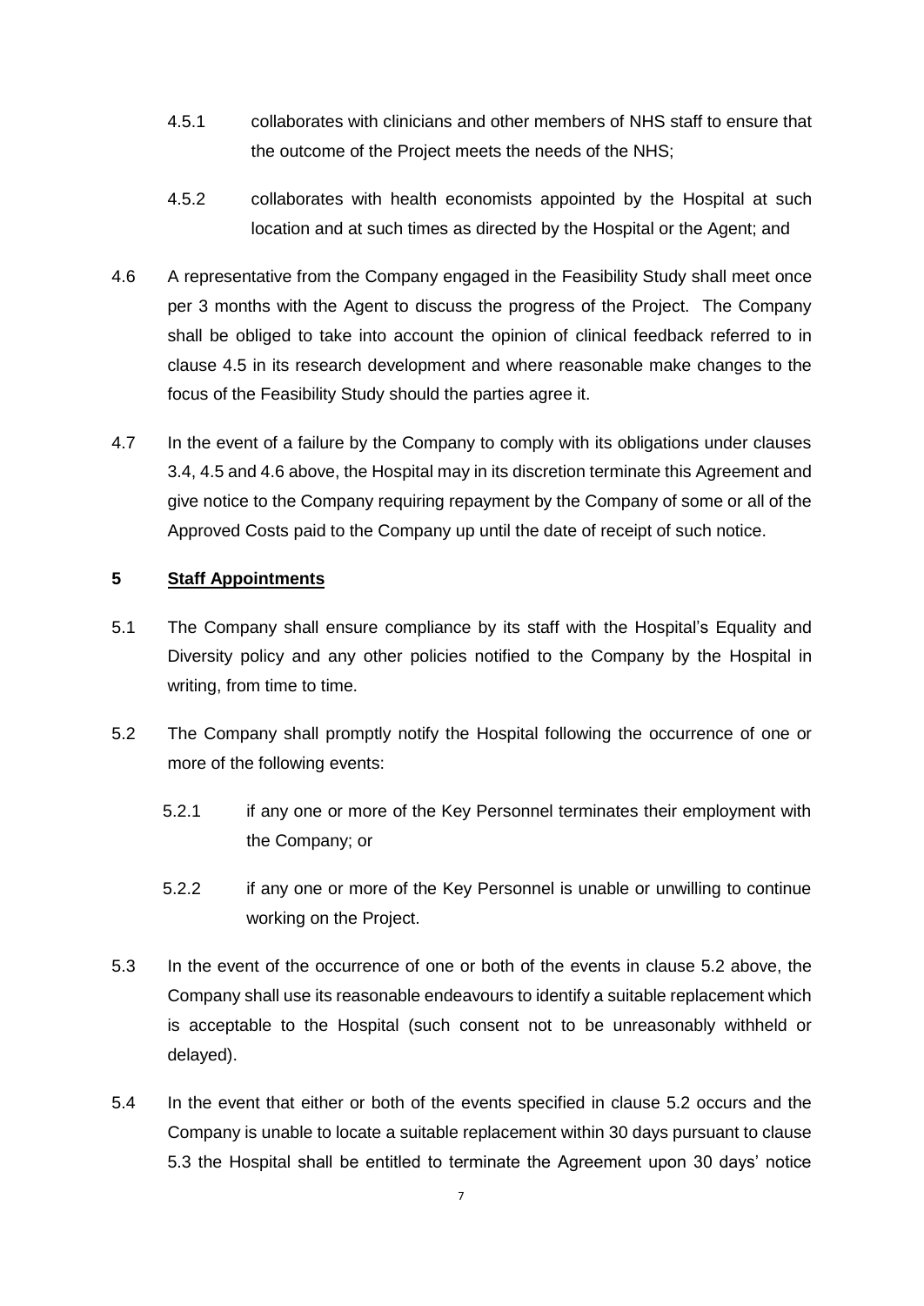4.5.1 collaborates with clinicians and other members of NHS staff to ensure that the outcome of the Project meets the needs of the NHS;

4.5.2 collaborates with health economists appointed by the Hospital at such location and at such times as directed by the Hospital or the Agent; and

4.6 A representative from the Company engaged in the Feasibility Study shall meet once per 3 months with the Agent to discuss the progress of the Project. The Company shall be obliged to take into account the opinion of clinical feedback referred to in clause 4.5 in its research development and where reasonable make changes to the focus of the Feasibility Study should the parties agree it.

4.7 In the event of a failure by the Company to comply with its obligations under clauses 3.4, 4.5 and 4.6 above, the Hospital may in its discretion terminate this Agreement and give notice to the Company requiring repayment by the Company of some or all of the Approved Costs paid to the Company up until the date of receipt of such notice.

## 5 Staff Appointments

5.1 The Company shall ensure compliance by its staff with the Hospital's Equality and Diversity policy and any other policies notified to the Company by the Hospital in writing, from time to time.

5.2 The Company shall promptly notify the Hospital following the occurrence of one or more of the following events:

5.2.1 if any one or more of the Key Personnel terminates their employment with the Company; or

5.2.2 if any one or more of the Key Personnel is unable or unwilling to continue working on the Project.

5.3 In the event of the occurrence of one or both of the events in clause 5.2 above, the Company shall use its reasonable endeavours to identify a suitable replacement which is acceptable to the Hospital (such consent not to be unreasonably withheld or delayed).

5.4 In the event that either or both of the events specified in clause 5.2 occurs and the Company is unable to locate a suitable replacement within 30 days pursuant to clause 5.3 the Hospital shall be entitled to terminate the Agreement upon 30 days' notice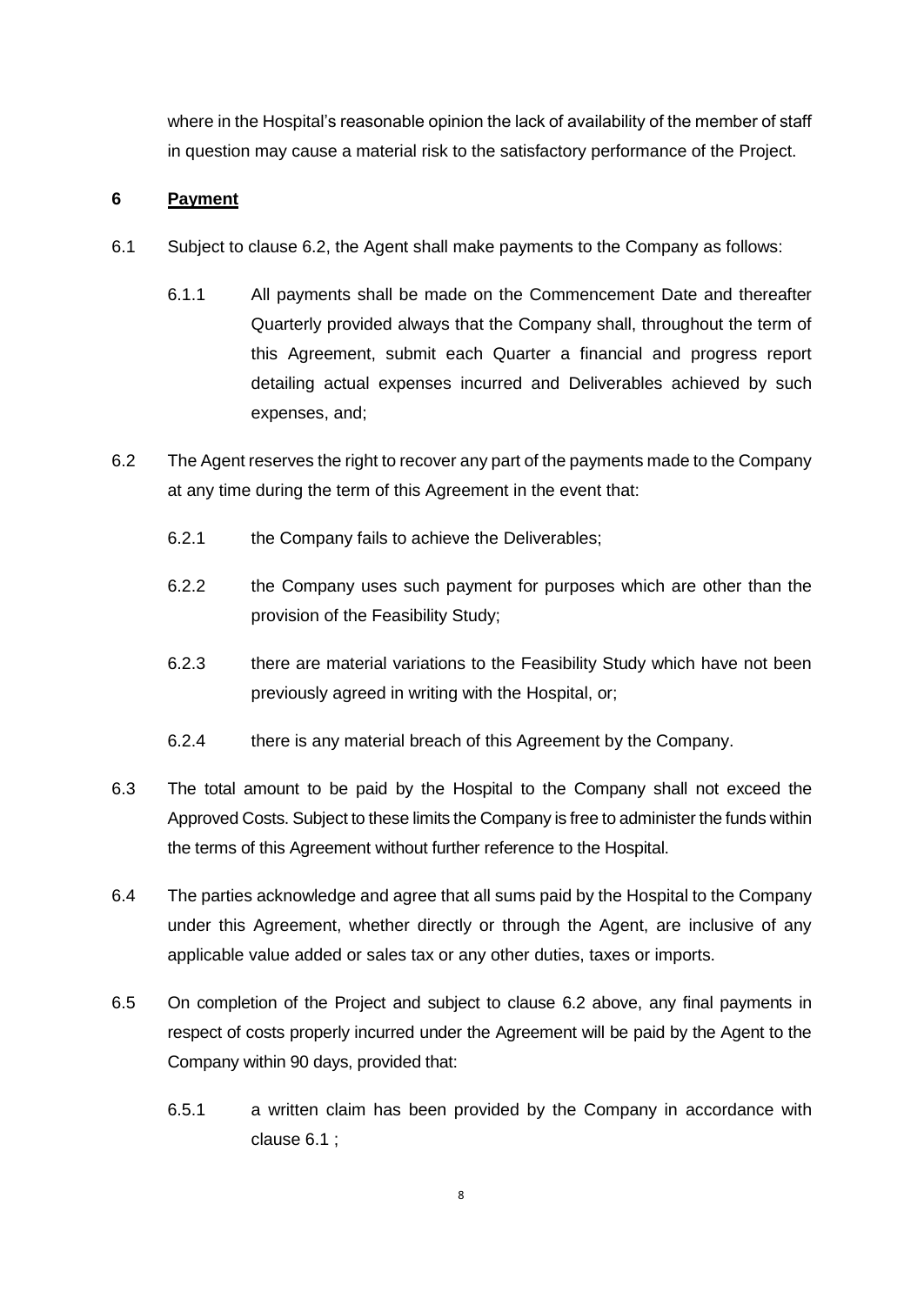where in the Hospital's reasonable opinion the lack of availability of the member of staff in question may cause a material risk to the satisfactory performance of the Project.

## 6 Payment

6.1 Subject to clause 6.2, the Agent shall make payments to the Company as follows:

6.1.1 All payments shall be made on the Commencement Date and thereafter Quarterly provided always that the Company shall, throughout the term of this Agreement, submit each Quarter a financial and progress report detailing actual expenses incurred and Deliverables achieved by such expenses, and;

6.2 The Agent reserves the right to recover any part of the payments made to the Company at any time during the term of this Agreement in the event that:

6.2.1 the Company fails to achieve the Deliverables;

6.2.2 the Company uses such payment for purposes which are other than the provision of the Feasibility Study;

6.2.3 there are material variations to the Feasibility Study which have not been previously agreed in writing with the Hospital, or;

6.2.4 there is any material breach of this Agreement by the Company.

6.3 The total amount to be paid by the Hospital to the Company shall not exceed the Approved Costs. Subject to these limits the Company is free to administer the funds within the terms of this Agreement without further reference to the Hospital.

6.4 The parties acknowledge and agree that all sums paid by the Hospital to the Company under this Agreement, whether directly or through the Agent, are inclusive of any applicable value added or sales tax or any other duties, taxes or imports.

6.5 On completion of the Project and subject to clause 6.2 above, any final payments in respect of costs properly incurred under the Agreement will be paid by the Agent to the Company within 90 days, provided that:

6.5.1 a written claim has been provided by the Company in accordance with clause 6.1 ;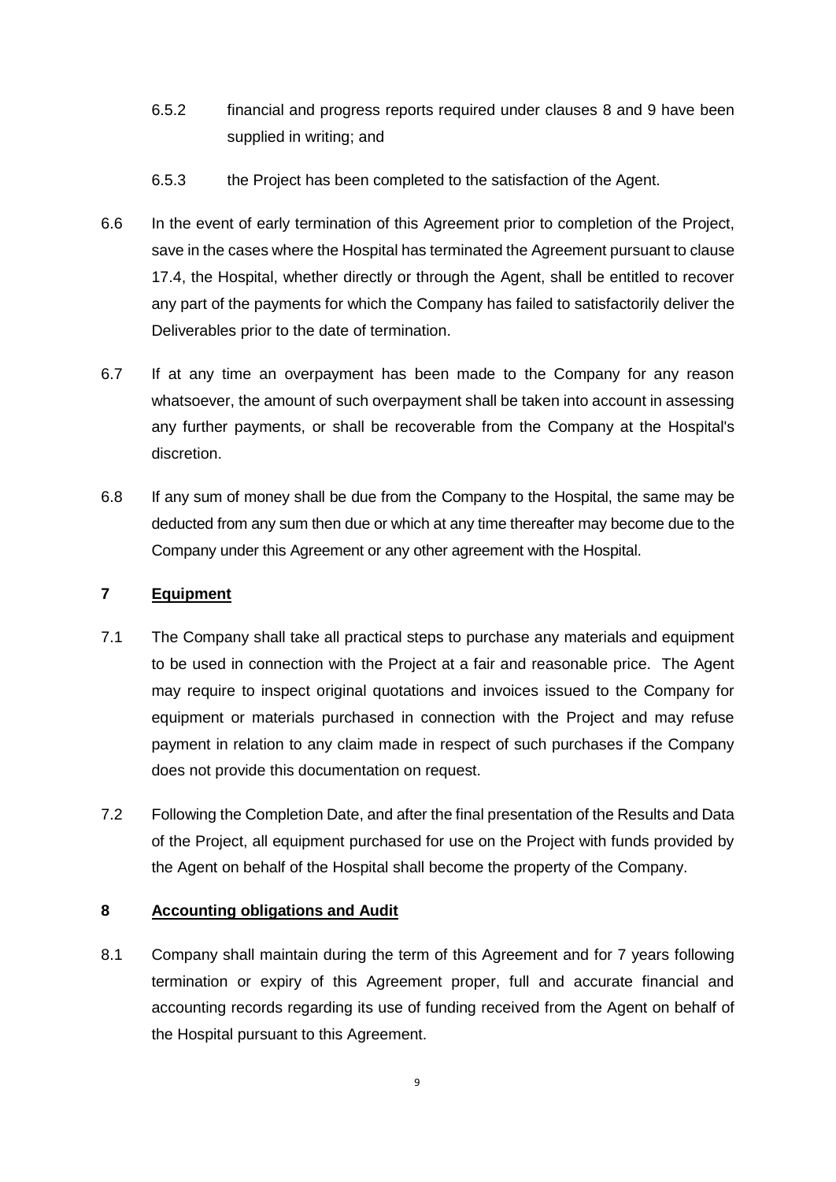6.5.2 financial and progress reports required under clauses 8 and 9 have been supplied in writing; and

6.5.3 the Project has been completed to the satisfaction of the Agent.

6.6 In the event of early termination of this Agreement prior to completion of the Project, save in the cases where the Hospital has terminated the Agreement pursuant to clause 17.4, the Hospital, whether directly or through the Agent, shall be entitled to recover any part of the payments for which the Company has failed to satisfactorily deliver the Deliverables prior to the date of termination.

6.7 If at any time an overpayment has been made to the Company for any reason whatsoever, the amount of such overpayment shall be taken into account in assessing any further payments, or shall be recoverable from the Company at the Hospital's discretion.

6.8 If any sum of money shall be due from the Company to the Hospital, the same may be deducted from any sum then due or which at any time thereafter may become due to the Company under this Agreement or any other agreement with the Hospital.

## 7 <u>Equipment</u>

7.1 The Company shall take all practical steps to purchase any materials and equipment to be used in connection with the Project at a fair and reasonable price. The Agent may require to inspect original quotations and invoices issued to the Company for equipment or materials purchased in connection with the Project and may refuse payment in relation to any claim made in respect of such purchases if the Company does not provide this documentation on request.

7.2 Following the Completion Date, and after the final presentation of the Results and Data of the Project, all equipment purchased for use on the Project with funds provided by the Agent on behalf of the Hospital shall become the property of the Company.

## 8 <u>Accounting obligations and Audit</u>

8.1 Company shall maintain during the term of this Agreement and for 7 years following termination or expiry of this Agreement proper, full and accurate financial and accounting records regarding its use of funding received from the Agent on behalf of the Hospital pursuant to this Agreement.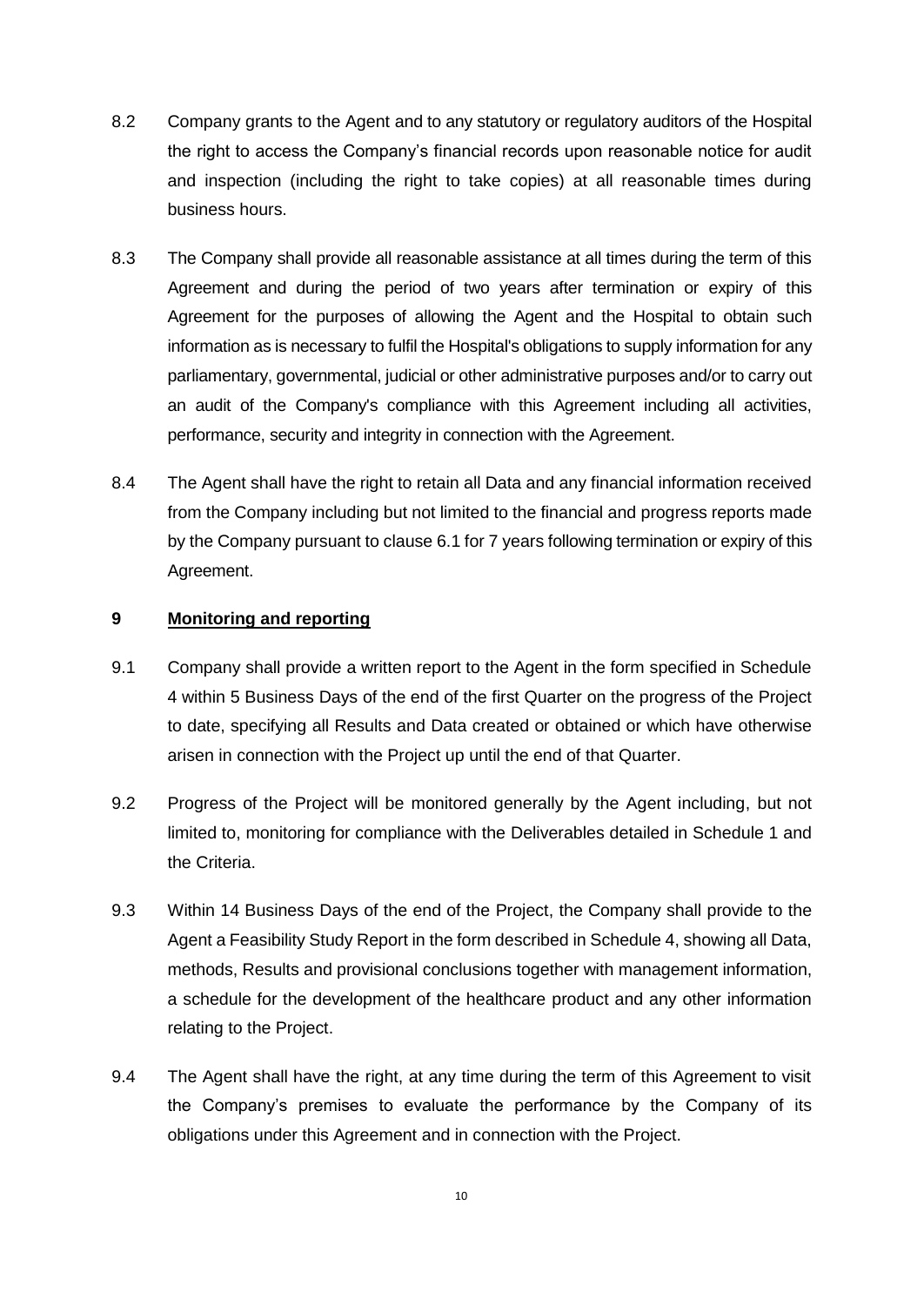8.2 Company grants to the Agent and to any statutory or regulatory auditors of the Hospital the right to access the Company's financial records upon reasonable notice for audit and inspection (including the right to take copies) at all reasonable times during business hours.

8.3 The Company shall provide all reasonable assistance at all times during the term of this Agreement and during the period of two years after termination or expiry of this Agreement for the purposes of allowing the Agent and the Hospital to obtain such information as is necessary to fulfil the Hospital's obligations to supply information for any parliamentary, governmental, judicial or other administrative purposes and/or to carry out an audit of the Company's compliance with this Agreement including all activities, performance, security and integrity in connection with the Agreement.

8.4 The Agent shall have the right to retain all Data and any financial information received from the Company including but not limited to the financial and progress reports made by the Company pursuant to clause 6.1 for 7 years following termination or expiry of this Agreement.

**9 <u>Monitoring and reporting</u>**

9.1 Company shall provide a written report to the Agent in the form specified in Schedule 4 within 5 Business Days of the end of the first Quarter on the progress of the Project to date, specifying all Results and Data created or obtained or which have otherwise arisen in connection with the Project up until the end of that Quarter.

9.2 Progress of the Project will be monitored generally by the Agent including, but not limited to, monitoring for compliance with the Deliverables detailed in Schedule 1 and the Criteria.

9.3 Within 14 Business Days of the end of the Project, the Company shall provide to the Agent a Feasibility Study Report in the form described in Schedule 4, showing all Data, methods, Results and provisional conclusions together with management information, a schedule for the development of the healthcare product and any other information relating to the Project.

9.4 The Agent shall have the right, at any time during the term of this Agreement to visit the Company's premises to evaluate the performance by the Company of its obligations under this Agreement and in connection with the Project.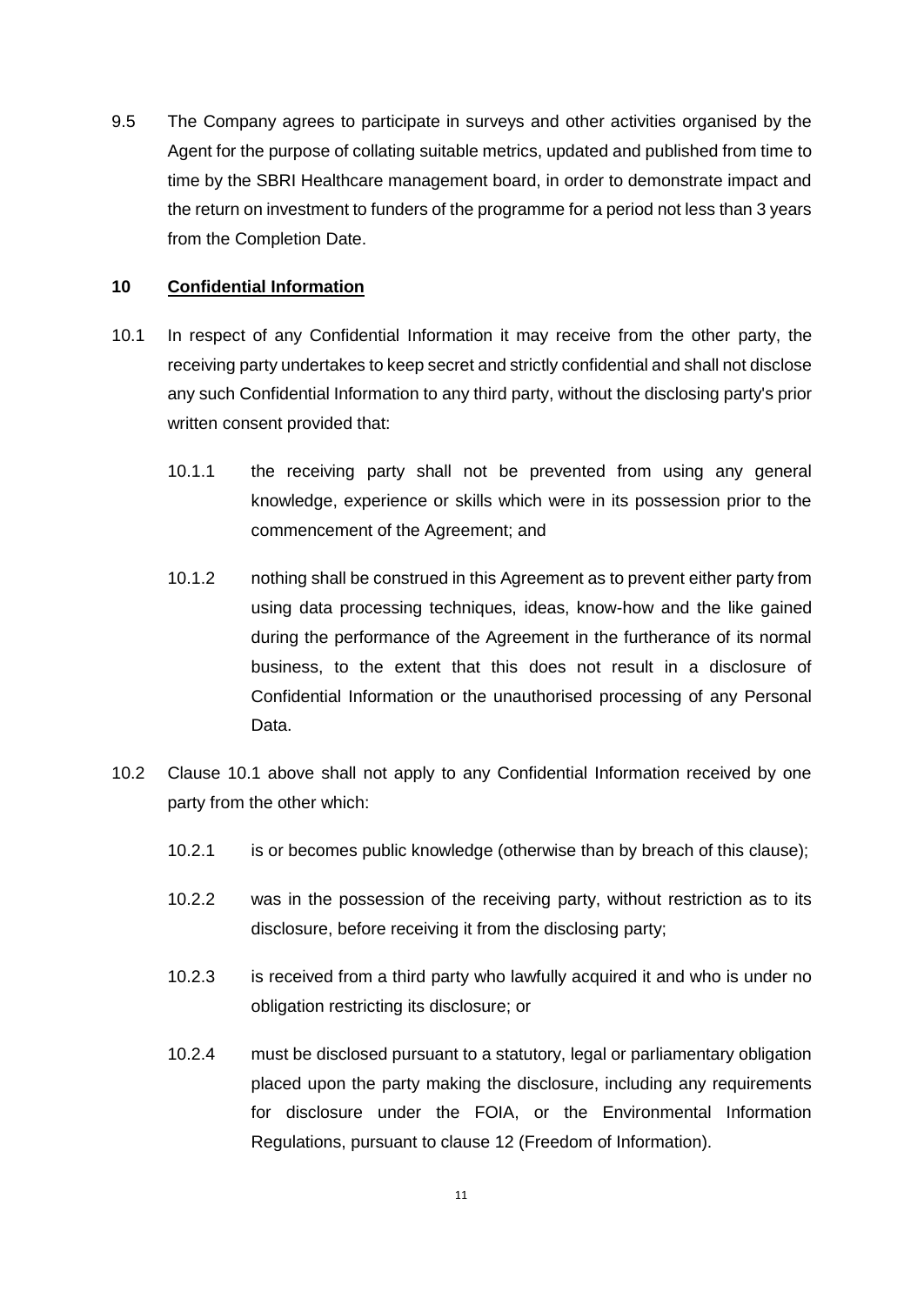9.5 The Company agrees to participate in surveys and other activities organised by the Agent for the purpose of collating suitable metrics, updated and published from time to time by the SBRI Healthcare management board, in order to demonstrate impact and the return on investment to funders of the programme for a period not less than 3 years from the Completion Date.

## 10 <u>Confidential Information</u>

10.1 In respect of any Confidential Information it may receive from the other party, the receiving party undertakes to keep secret and strictly confidential and shall not disclose any such Confidential Information to any third party, without the disclosing party's prior written consent provided that:

10.1.1 the receiving party shall not be prevented from using any general knowledge, experience or skills which were in its possession prior to the commencement of the Agreement; and

10.1.2 nothing shall be construed in this Agreement as to prevent either party from using data processing techniques, ideas, know-how and the like gained during the performance of the Agreement in the furtherance of its normal business, to the extent that this does not result in a disclosure of Confidential Information or the unauthorised processing of any Personal Data.

10.2 Clause 10.1 above shall not apply to any Confidential Information received by one party from the other which:

10.2.1 is or becomes public knowledge (otherwise than by breach of this clause);

10.2.2 was in the possession of the receiving party, without restriction as to its disclosure, before receiving it from the disclosing party;

10.2.3 is received from a third party who lawfully acquired it and who is under no obligation restricting its disclosure; or

10.2.4 must be disclosed pursuant to a statutory, legal or parliamentary obligation placed upon the party making the disclosure, including any requirements for disclosure under the FOIA, or the Environmental Information Regulations, pursuant to clause 12 (Freedom of Information).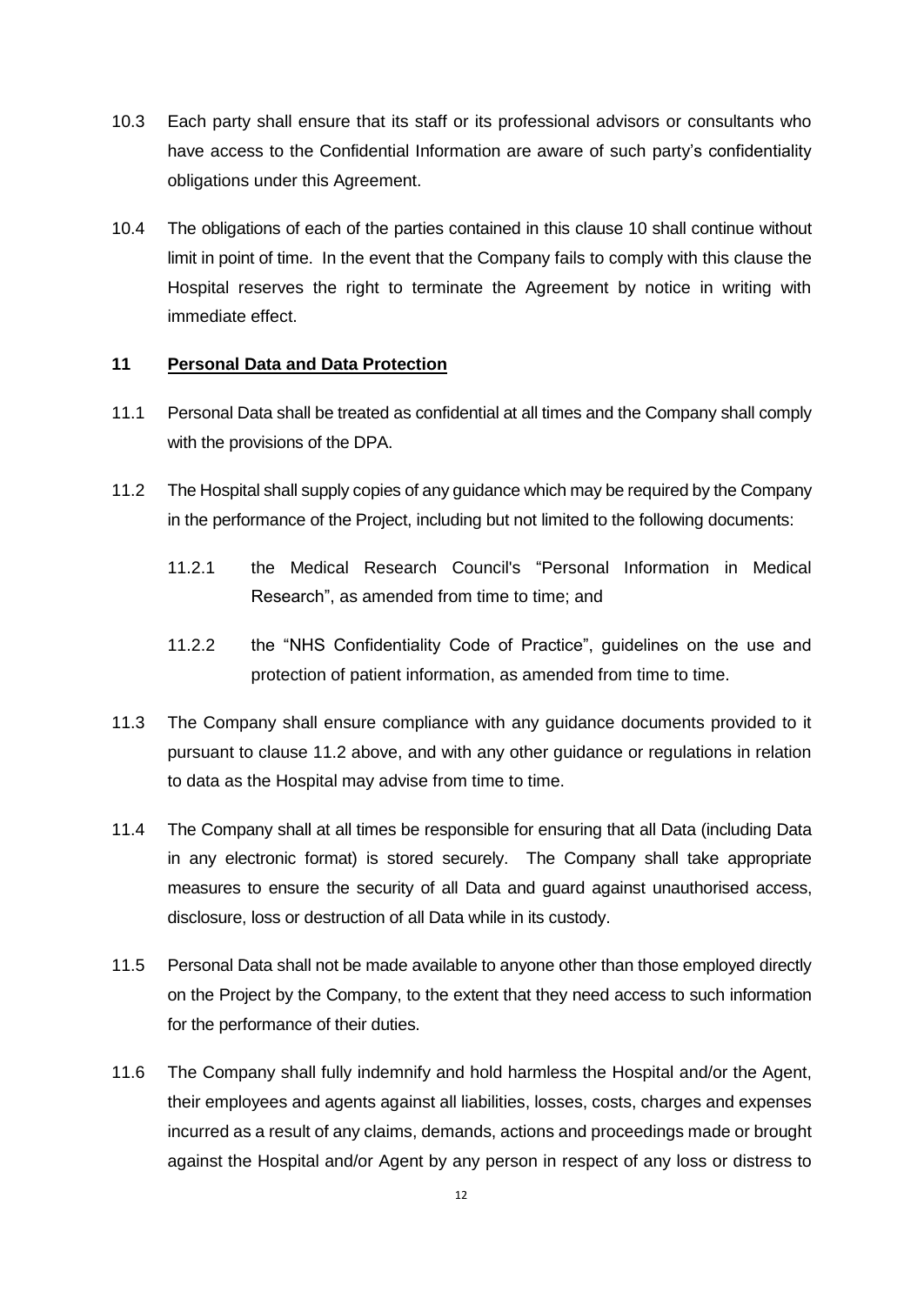10.3 Each party shall ensure that its staff or its professional advisors or consultants who have access to the Confidential Information are aware of such party's confidentiality obligations under this Agreement.

10.4 The obligations of each of the parties contained in this clause 10 shall continue without limit in point of time. In the event that the Company fails to comply with this clause the Hospital reserves the right to terminate the Agreement by notice in writing with immediate effect.

## 11 <u>Personal Data and Data Protection</u>

11.1 Personal Data shall be treated as confidential at all times and the Company shall comply with the provisions of the DPA.

11.2 The Hospital shall supply copies of any guidance which may be required by the Company in the performance of the Project, including but not limited to the following documents:

11.2.1 the Medical Research Council's "Personal Information in Medical Research", as amended from time to time; and

11.2.2 the "NHS Confidentiality Code of Practice", guidelines on the use and protection of patient information, as amended from time to time.

11.3 The Company shall ensure compliance with any guidance documents provided to it pursuant to clause 11.2 above, and with any other guidance or regulations in relation to data as the Hospital may advise from time to time.

11.4 The Company shall at all times be responsible for ensuring that all Data (including Data in any electronic format) is stored securely. The Company shall take appropriate measures to ensure the security of all Data and guard against unauthorised access, disclosure, loss or destruction of all Data while in its custody.

11.5 Personal Data shall not be made available to anyone other than those employed directly on the Project by the Company, to the extent that they need access to such information for the performance of their duties.

11.6 The Company shall fully indemnify and hold harmless the Hospital and/or the Agent, their employees and agents against all liabilities, losses, costs, charges and expenses incurred as a result of any claims, demands, actions and proceedings made or brought against the Hospital and/or Agent by any person in respect of any loss or distress to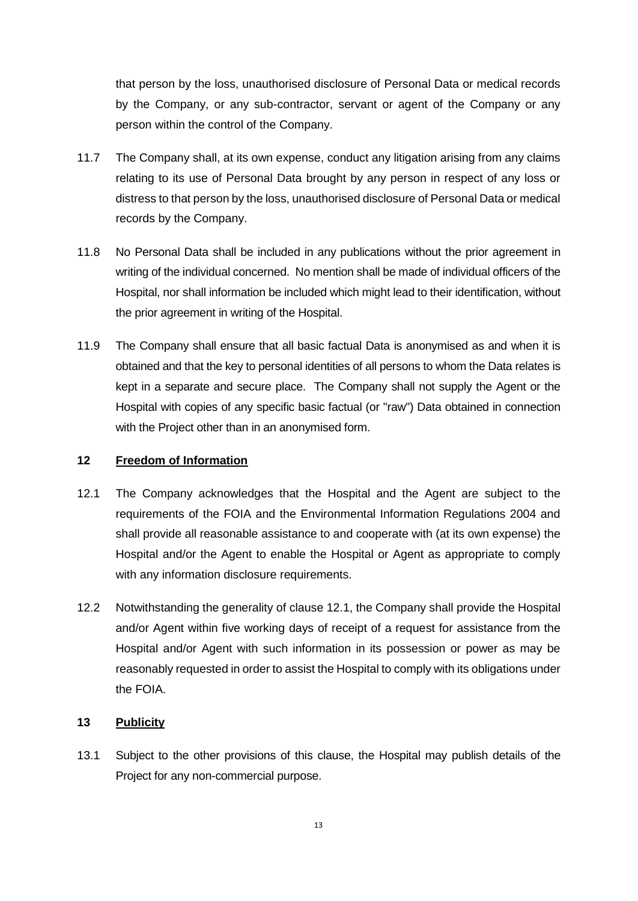that person by the loss, unauthorised disclosure of Personal Data or medical records by the Company, or any sub-contractor, servant or agent of the Company or any person within the control of the Company.

11.7 The Company shall, at its own expense, conduct any litigation arising from any claims relating to its use of Personal Data brought by any person in respect of any loss or distress to that person by the loss, unauthorised disclosure of Personal Data or medical records by the Company.

11.8 No Personal Data shall be included in any publications without the prior agreement in writing of the individual concerned. No mention shall be made of individual officers of the Hospital, nor shall information be included which might lead to their identification, without the prior agreement in writing of the Hospital.

11.9 The Company shall ensure that all basic factual Data is anonymised as and when it is obtained and that the key to personal identities of all persons to whom the Data relates is kept in a separate and secure place. The Company shall not supply the Agent or the Hospital with copies of any specific basic factual (or "raw") Data obtained in connection with the Project other than in an anonymised form.

## 12 <u>Freedom of Information</u>

12.1 The Company acknowledges that the Hospital and the Agent are subject to the requirements of the FOIA and the Environmental Information Regulations 2004 and shall provide all reasonable assistance to and cooperate with (at its own expense) the Hospital and/or the Agent to enable the Hospital or Agent as appropriate to comply with any information disclosure requirements.

12.2 Notwithstanding the generality of clause 12.1, the Company shall provide the Hospital and/or Agent within five working days of receipt of a request for assistance from the Hospital and/or Agent with such information in its possession or power as may be reasonably requested in order to assist the Hospital to comply with its obligations under the FOIA.

## 13 <u>Publicity</u>

13.1 Subject to the other provisions of this clause, the Hospital may publish details of the Project for any non-commercial purpose.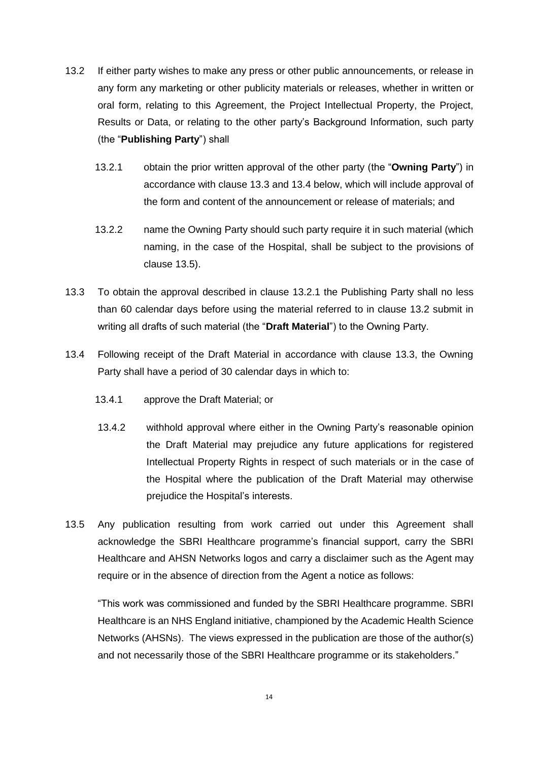13.2 If either party wishes to make any press or other public announcements, or release in any form any marketing or other publicity materials or releases, whether in written or oral form, relating to this Agreement, the Project Intellectual Property, the Project, Results or Data, or relating to the other party's Background Information, such party (the "**Publishing Party**") shall

13.2.1 obtain the prior written approval of the other party (the "**Owning Party**") in accordance with clause 13.3 and 13.4 below, which will include approval of the form and content of the announcement or release of materials; and

13.2.2 name the Owning Party should such party require it in such material (which naming, in the case of the Hospital, shall be subject to the provisions of clause 13.5).

13.3 To obtain the approval described in clause 13.2.1 the Publishing Party shall no less than 60 calendar days before using the material referred to in clause 13.2 submit in writing all drafts of such material (the "**Draft Material**") to the Owning Party.

13.4 Following receipt of the Draft Material in accordance with clause 13.3, the Owning Party shall have a period of 30 calendar days in which to:

13.4.1 approve the Draft Material; or

13.4.2 withhold approval where either in the Owning Party's reasonable opinion the Draft Material may prejudice any future applications for registered Intellectual Property Rights in respect of such materials or in the case of the Hospital where the publication of the Draft Material may otherwise prejudice the Hospital's interests.

13.5 Any publication resulting from work carried out under this Agreement shall acknowledge the SBRI Healthcare programme's financial support, carry the SBRI Healthcare and AHSN Networks logos and carry a disclaimer such as the Agent may require or in the absence of direction from the Agent a notice as follows:

"This work was commissioned and funded by the SBRI Healthcare programme. SBRI Healthcare is an NHS England initiative, championed by the Academic Health Science Networks (AHSNs). The views expressed in the publication are those of the author(s) and not necessarily those of the SBRI Healthcare programme or its stakeholders."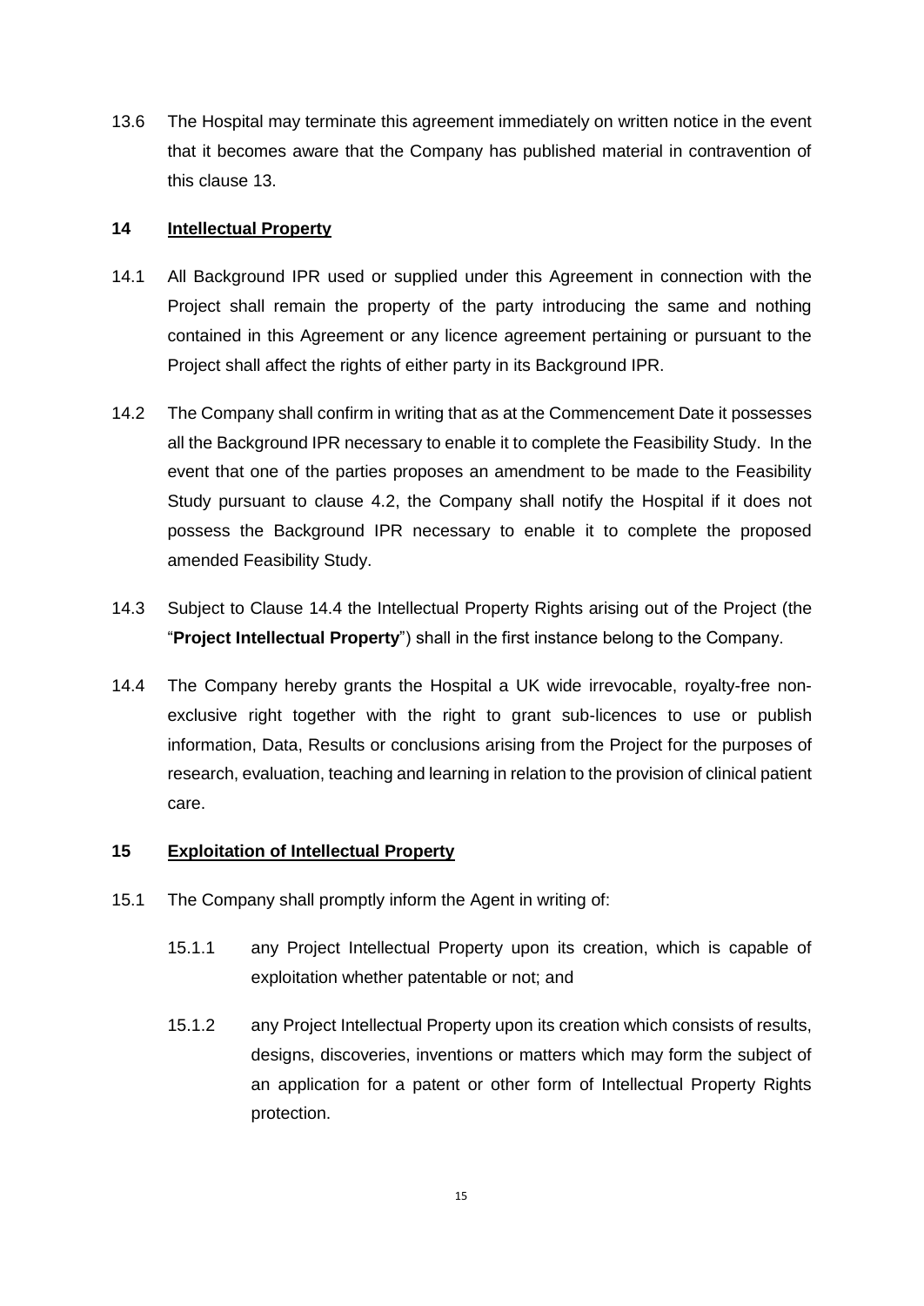13.6 The Hospital may terminate this agreement immediately on written notice in the event that it becomes aware that the Company has published material in contravention of this clause 13.

## 14 Intellectual Property

14.1 All Background IPR used or supplied under this Agreement in connection with the Project shall remain the property of the party introducing the same and nothing contained in this Agreement or any licence agreement pertaining or pursuant to the Project shall affect the rights of either party in its Background IPR.

14.2 The Company shall confirm in writing that as at the Commencement Date it possesses all the Background IPR necessary to enable it to complete the Feasibility Study. In the event that one of the parties proposes an amendment to be made to the Feasibility Study pursuant to clause 4.2, the Company shall notify the Hospital if it does not possess the Background IPR necessary to enable it to complete the proposed amended Feasibility Study.

14.3 Subject to Clause 14.4 the Intellectual Property Rights arising out of the Project (the "**Project Intellectual Property**") shall in the first instance belong to the Company.

14.4 The Company hereby grants the Hospital a UK wide irrevocable, royalty-free non-exclusive right together with the right to grant sub-licences to use or publish information, Data, Results or conclusions arising from the Project for the purposes of research, evaluation, teaching and learning in relation to the provision of clinical patient care.

## 15 Exploitation of Intellectual Property

15.1 The Company shall promptly inform the Agent in writing of:

15.1.1 any Project Intellectual Property upon its creation, which is capable of exploitation whether patentable or not; and

15.1.2 any Project Intellectual Property upon its creation which consists of results, designs, discoveries, inventions or matters which may form the subject of an application for a patent or other form of Intellectual Property Rights protection.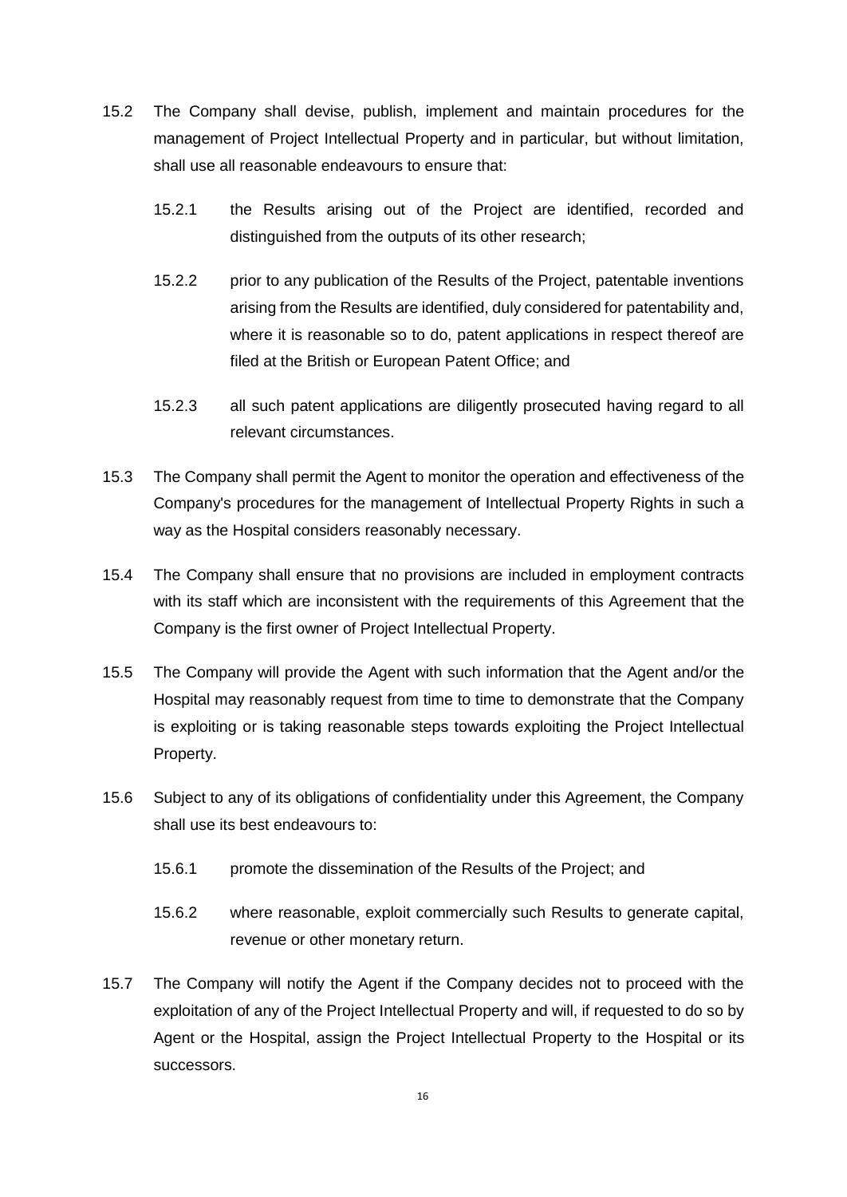15.2 The Company shall devise, publish, implement and maintain procedures for the management of Project Intellectual Property and in particular, but without limitation, shall use all reasonable endeavours to ensure that:

15.2.1 the Results arising out of the Project are identified, recorded and distinguished from the outputs of its other research;

15.2.2 prior to any publication of the Results of the Project, patentable inventions arising from the Results are identified, duly considered for patentability and, where it is reasonable so to do, patent applications in respect thereof are filed at the British or European Patent Office; and

15.2.3 all such patent applications are diligently prosecuted having regard to all relevant circumstances.

15.3 The Company shall permit the Agent to monitor the operation and effectiveness of the Company's procedures for the management of Intellectual Property Rights in such a way as the Hospital considers reasonably necessary.

15.4 The Company shall ensure that no provisions are included in employment contracts with its staff which are inconsistent with the requirements of this Agreement that the Company is the first owner of Project Intellectual Property.

15.5 The Company will provide the Agent with such information that the Agent and/or the Hospital may reasonably request from time to time to demonstrate that the Company is exploiting or is taking reasonable steps towards exploiting the Project Intellectual Property.

15.6 Subject to any of its obligations of confidentiality under this Agreement, the Company shall use its best endeavours to:

15.6.1 promote the dissemination of the Results of the Project; and

15.6.2 where reasonable, exploit commercially such Results to generate capital, revenue or other monetary return.

15.7 The Company will notify the Agent if the Company decides not to proceed with the exploitation of any of the Project Intellectual Property and will, if requested to do so by Agent or the Hospital, assign the Project Intellectual Property to the Hospital or its successors.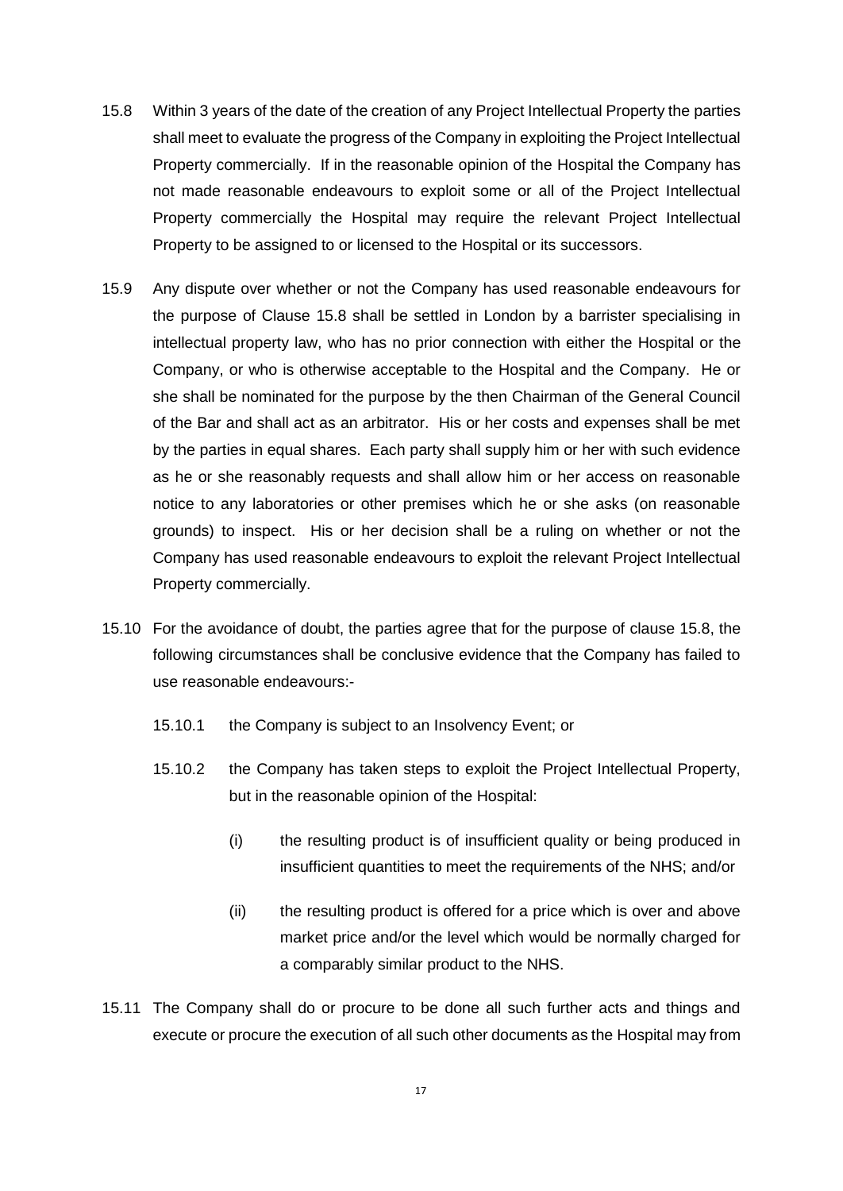15.8 Within 3 years of the date of the creation of any Project Intellectual Property the parties shall meet to evaluate the progress of the Company in exploiting the Project Intellectual Property commercially. If in the reasonable opinion of the Hospital the Company has not made reasonable endeavours to exploit some or all of the Project Intellectual Property commercially the Hospital may require the relevant Project Intellectual Property to be assigned to or licensed to the Hospital or its successors.

15.9 Any dispute over whether or not the Company has used reasonable endeavours for the purpose of Clause 15.8 shall be settled in London by a barrister specialising in intellectual property law, who has no prior connection with either the Hospital or the Company, or who is otherwise acceptable to the Hospital and the Company. He or she shall be nominated for the purpose by the then Chairman of the General Council of the Bar and shall act as an arbitrator. His or her costs and expenses shall be met by the parties in equal shares. Each party shall supply him or her with such evidence as he or she reasonably requests and shall allow him or her access on reasonable notice to any laboratories or other premises which he or she asks (on reasonable grounds) to inspect. His or her decision shall be a ruling on whether or not the Company has used reasonable endeavours to exploit the relevant Project Intellectual Property commercially.

15.10 For the avoidance of doubt, the parties agree that for the purpose of clause 15.8, the following circumstances shall be conclusive evidence that the Company has failed to use reasonable endeavours:-

15.10.1 the Company is subject to an Insolvency Event; or

15.10.2 the Company has taken steps to exploit the Project Intellectual Property, but in the reasonable opinion of the Hospital:

(i) the resulting product is of insufficient quality or being produced in insufficient quantities to meet the requirements of the NHS; and/or

(ii) the resulting product is offered for a price which is over and above market price and/or the level which would be normally charged for a comparably similar product to the NHS.

15.11 The Company shall do or procure to be done all such further acts and things and execute or procure the execution of all such other documents as the Hospital may from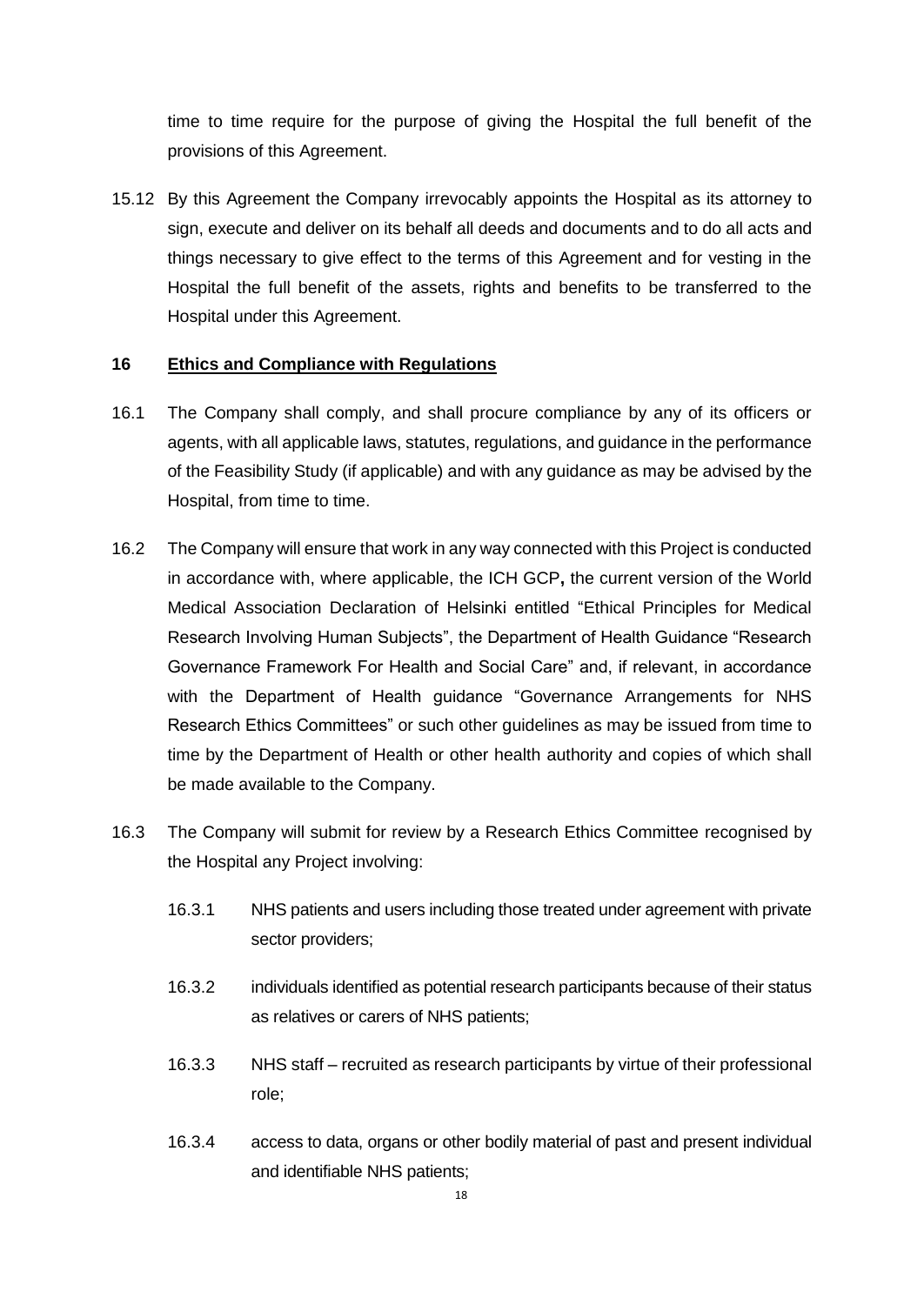time to time require for the purpose of giving the Hospital the full benefit of the provisions of this Agreement.

15.12 By this Agreement the Company irrevocably appoints the Hospital as its attorney to sign, execute and deliver on its behalf all deeds and documents and to do all acts and things necessary to give effect to the terms of this Agreement and for vesting in the Hospital the full benefit of the assets, rights and benefits to be transferred to the Hospital under this Agreement.

## 16 <u>Ethics and Compliance with Regulations</u>

16.1 The Company shall comply, and shall procure compliance by any of its officers or agents, with all applicable laws, statutes, regulations, and guidance in the performance of the Feasibility Study (if applicable) and with any guidance as may be advised by the Hospital, from time to time.

16.2 The Company will ensure that work in any way connected with this Project is conducted in accordance with, where applicable, the ICH GCP**,** the current version of the World Medical Association Declaration of Helsinki entitled "Ethical Principles for Medical Research Involving Human Subjects", the Department of Health Guidance "Research Governance Framework For Health and Social Care" and, if relevant, in accordance with the Department of Health guidance "Governance Arrangements for NHS Research Ethics Committees" or such other guidelines as may be issued from time to time by the Department of Health or other health authority and copies of which shall be made available to the Company.

16.3 The Company will submit for review by a Research Ethics Committee recognised by the Hospital any Project involving:

16.3.1 NHS patients and users including those treated under agreement with private sector providers;

16.3.2 individuals identified as potential research participants because of their status as relatives or carers of NHS patients;

16.3.3 NHS staff – recruited as research participants by virtue of their professional role;

16.3.4 access to data, organs or other bodily material of past and present individual and identifiable NHS patients;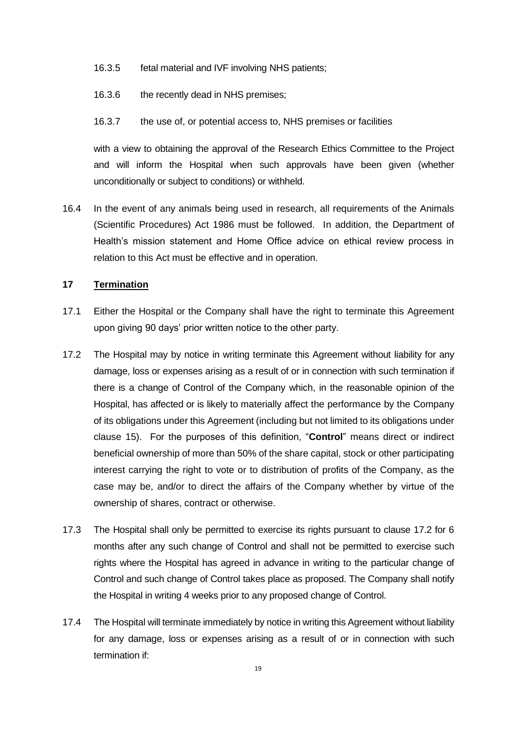16.3.5 fetal material and IVF involving NHS patients;

16.3.6 the recently dead in NHS premises;

16.3.7 the use of, or potential access to, NHS premises or facilities

with a view to obtaining the approval of the Research Ethics Committee to the Project and will inform the Hospital when such approvals have been given (whether unconditionally or subject to conditions) or withheld.

16.4 In the event of any animals being used in research, all requirements of the Animals (Scientific Procedures) Act 1986 must be followed. In addition, the Department of Health's mission statement and Home Office advice on ethical review process in relation to this Act must be effective and in operation.

## 17 Termination

17.1 Either the Hospital or the Company shall have the right to terminate this Agreement upon giving 90 days' prior written notice to the other party.

17.2 The Hospital may by notice in writing terminate this Agreement without liability for any damage, loss or expenses arising as a result of or in connection with such termination if there is a change of Control of the Company which, in the reasonable opinion of the Hospital, has affected or is likely to materially affect the performance by the Company of its obligations under this Agreement (including but not limited to its obligations under clause 15). For the purposes of this definition, "**Control**" means direct or indirect beneficial ownership of more than 50% of the share capital, stock or other participating interest carrying the right to vote or to distribution of profits of the Company, as the case may be, and/or to direct the affairs of the Company whether by virtue of the ownership of shares, contract or otherwise.

17.3 The Hospital shall only be permitted to exercise its rights pursuant to clause 17.2 for 6 months after any such change of Control and shall not be permitted to exercise such rights where the Hospital has agreed in advance in writing to the particular change of Control and such change of Control takes place as proposed. The Company shall notify the Hospital in writing 4 weeks prior to any proposed change of Control.

17.4 The Hospital will terminate immediately by notice in writing this Agreement without liability for any damage, loss or expenses arising as a result of or in connection with such termination if: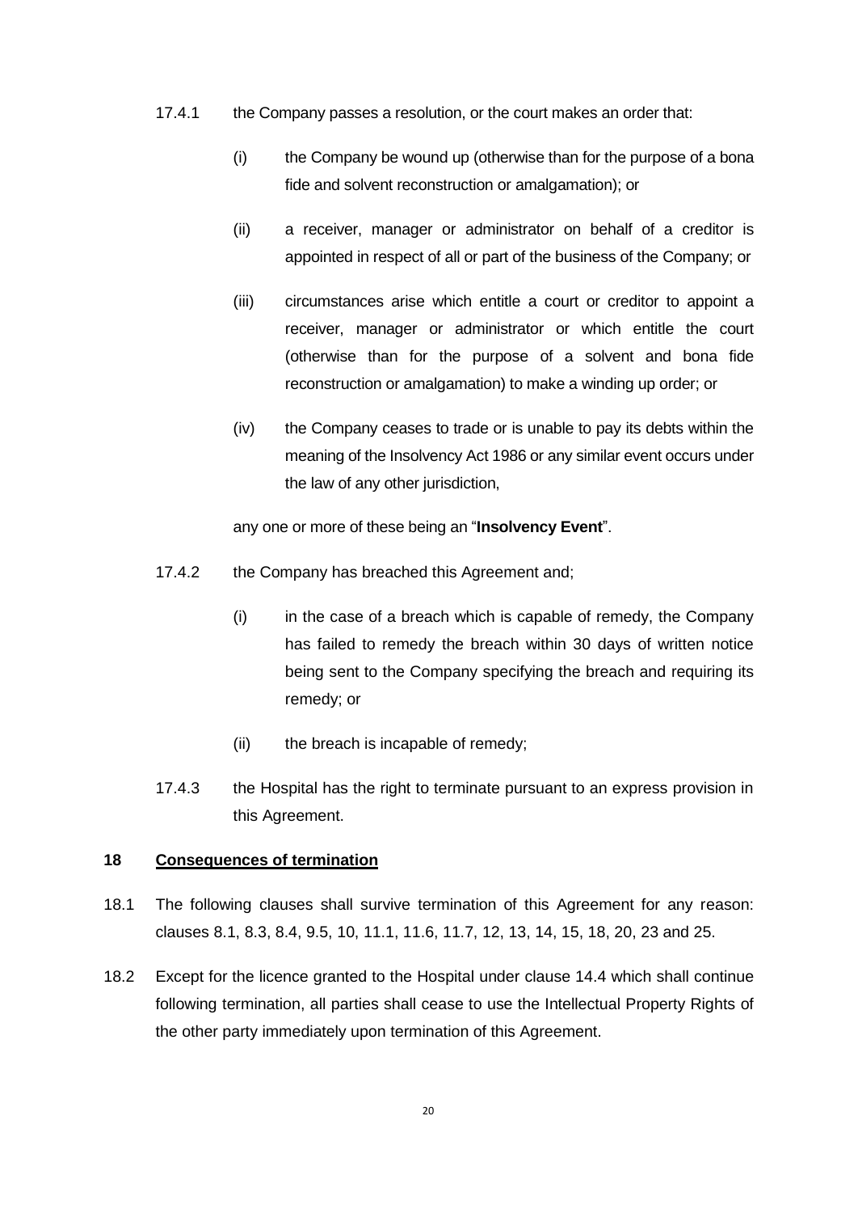17.4.1 the Company passes a resolution, or the court makes an order that:

(i) the Company be wound up (otherwise than for the purpose of a bona fide and solvent reconstruction or amalgamation); or

(ii) a receiver, manager or administrator on behalf of a creditor is appointed in respect of all or part of the business of the Company; or

(iii) circumstances arise which entitle a court or creditor to appoint a receiver, manager or administrator or which entitle the court (otherwise than for the purpose of a solvent and bona fide reconstruction or amalgamation) to make a winding up order; or

(iv) the Company ceases to trade or is unable to pay its debts within the meaning of the Insolvency Act 1986 or any similar event occurs under the law of any other jurisdiction,

any one or more of these being an "**Insolvency Event**".

17.4.2 the Company has breached this Agreement and;

(i) in the case of a breach which is capable of remedy, the Company has failed to remedy the breach within 30 days of written notice being sent to the Company specifying the breach and requiring its remedy; or

(ii) the breach is incapable of remedy;

17.4.3 the Hospital has the right to terminate pursuant to an express provision in this Agreement.

## 18 Consequences of termination

18.1 The following clauses shall survive termination of this Agreement for any reason: clauses 8.1, 8.3, 8.4, 9.5, 10, 11.1, 11.6, 11.7, 12, 13, 14, 15, 18, 20, 23 and 25.

18.2 Except for the licence granted to the Hospital under clause 14.4 which shall continue following termination, all parties shall cease to use the Intellectual Property Rights of the other party immediately upon termination of this Agreement.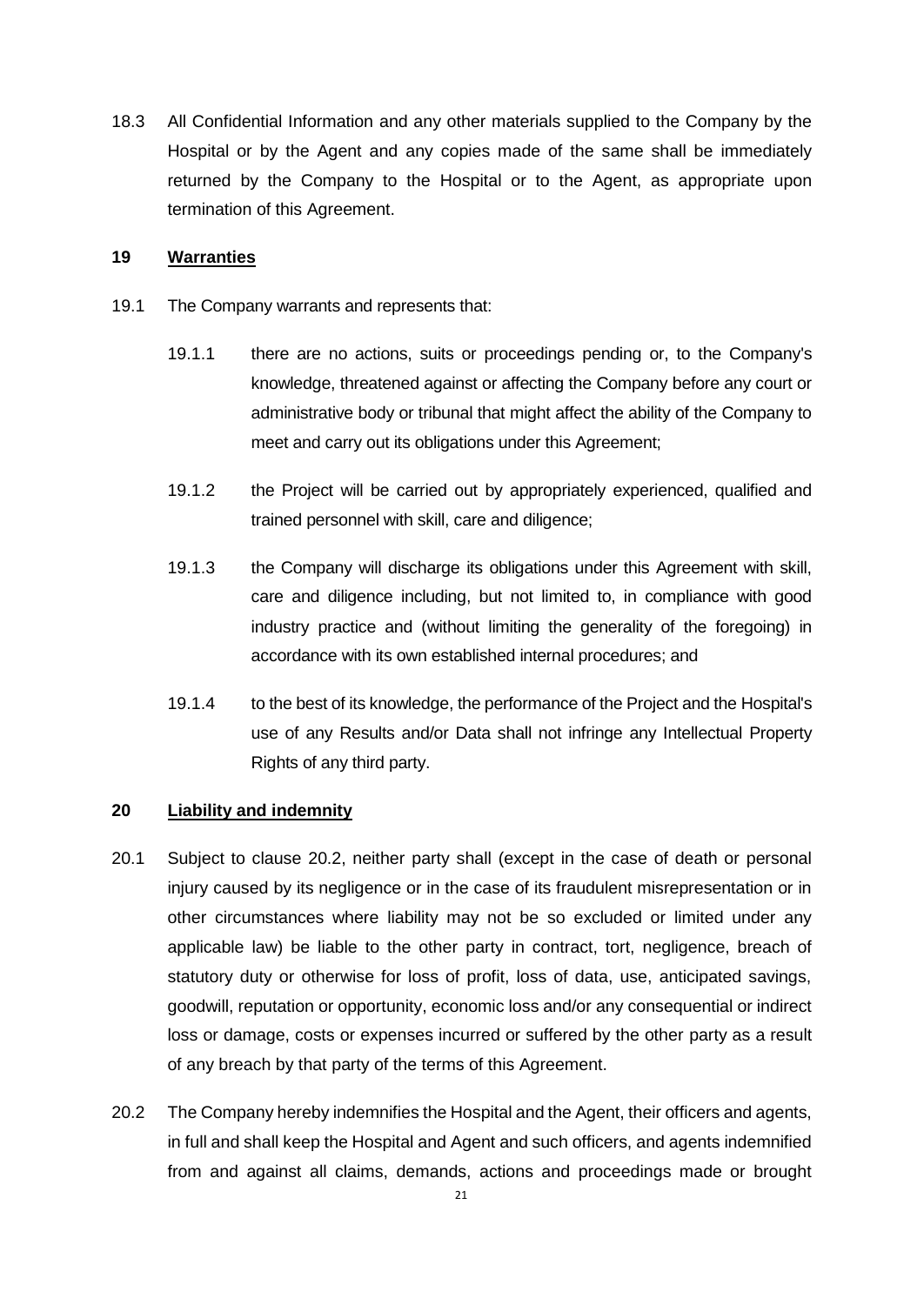18.3 All Confidential Information and any other materials supplied to the Company by the Hospital or by the Agent and any copies made of the same shall be immediately returned by the Company to the Hospital or to the Agent, as appropriate upon termination of this Agreement.

## 19 Warranties

19.1 The Company warrants and represents that:

19.1.1 there are no actions, suits or proceedings pending or, to the Company's knowledge, threatened against or affecting the Company before any court or administrative body or tribunal that might affect the ability of the Company to meet and carry out its obligations under this Agreement;

19.1.2 the Project will be carried out by appropriately experienced, qualified and trained personnel with skill, care and diligence;

19.1.3 the Company will discharge its obligations under this Agreement with skill, care and diligence including, but not limited to, in compliance with good industry practice and (without limiting the generality of the foregoing) in accordance with its own established internal procedures; and

19.1.4 to the best of its knowledge, the performance of the Project and the Hospital's use of any Results and/or Data shall not infringe any Intellectual Property Rights of any third party.

## 20 Liability and indemnity

20.1 Subject to clause 20.2, neither party shall (except in the case of death or personal injury caused by its negligence or in the case of its fraudulent misrepresentation or in other circumstances where liability may not be so excluded or limited under any applicable law) be liable to the other party in contract, tort, negligence, breach of statutory duty or otherwise for loss of profit, loss of data, use, anticipated savings, goodwill, reputation or opportunity, economic loss and/or any consequential or indirect loss or damage, costs or expenses incurred or suffered by the other party as a result of any breach by that party of the terms of this Agreement.

20.2 The Company hereby indemnifies the Hospital and the Agent, their officers and agents, in full and shall keep the Hospital and Agent and such officers, and agents indemnified from and against all claims, demands, actions and proceedings made or brought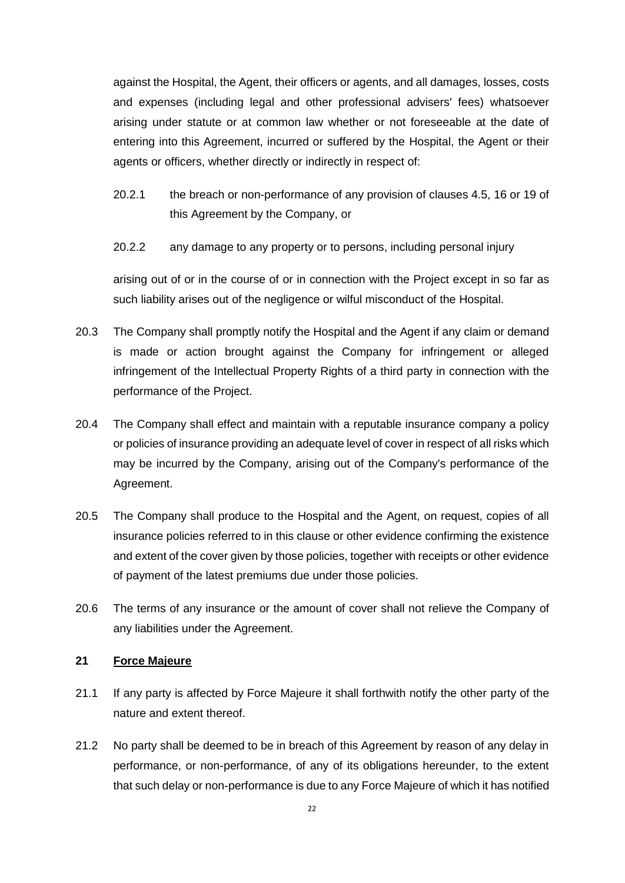against the Hospital, the Agent, their officers or agents, and all damages, losses, costs and expenses (including legal and other professional advisers' fees) whatsoever arising under statute or at common law whether or not foreseeable at the date of entering into this Agreement, incurred or suffered by the Hospital, the Agent or their agents or officers, whether directly or indirectly in respect of:

20.2.1 the breach or non-performance of any provision of clauses 4.5, 16 or 19 of this Agreement by the Company, or

20.2.2 any damage to any property or to persons, including personal injury

arising out of or in the course of or in connection with the Project except in so far as such liability arises out of the negligence or wilful misconduct of the Hospital.

20.3 The Company shall promptly notify the Hospital and the Agent if any claim or demand is made or action brought against the Company for infringement or alleged infringement of the Intellectual Property Rights of a third party in connection with the performance of the Project.

20.4 The Company shall effect and maintain with a reputable insurance company a policy or policies of insurance providing an adequate level of cover in respect of all risks which may be incurred by the Company, arising out of the Company's performance of the Agreement.

20.5 The Company shall produce to the Hospital and the Agent, on request, copies of all insurance policies referred to in this clause or other evidence confirming the existence and extent of the cover given by those policies, together with receipts or other evidence of payment of the latest premiums due under those policies.

20.6 The terms of any insurance or the amount of cover shall not relieve the Company of any liabilities under the Agreement.

## 21 Force Majeure

21.1 If any party is affected by Force Majeure it shall forthwith notify the other party of the nature and extent thereof.

21.2 No party shall be deemed to be in breach of this Agreement by reason of any delay in performance, or non-performance, of any of its obligations hereunder, to the extent that such delay or non-performance is due to any Force Majeure of which it has notified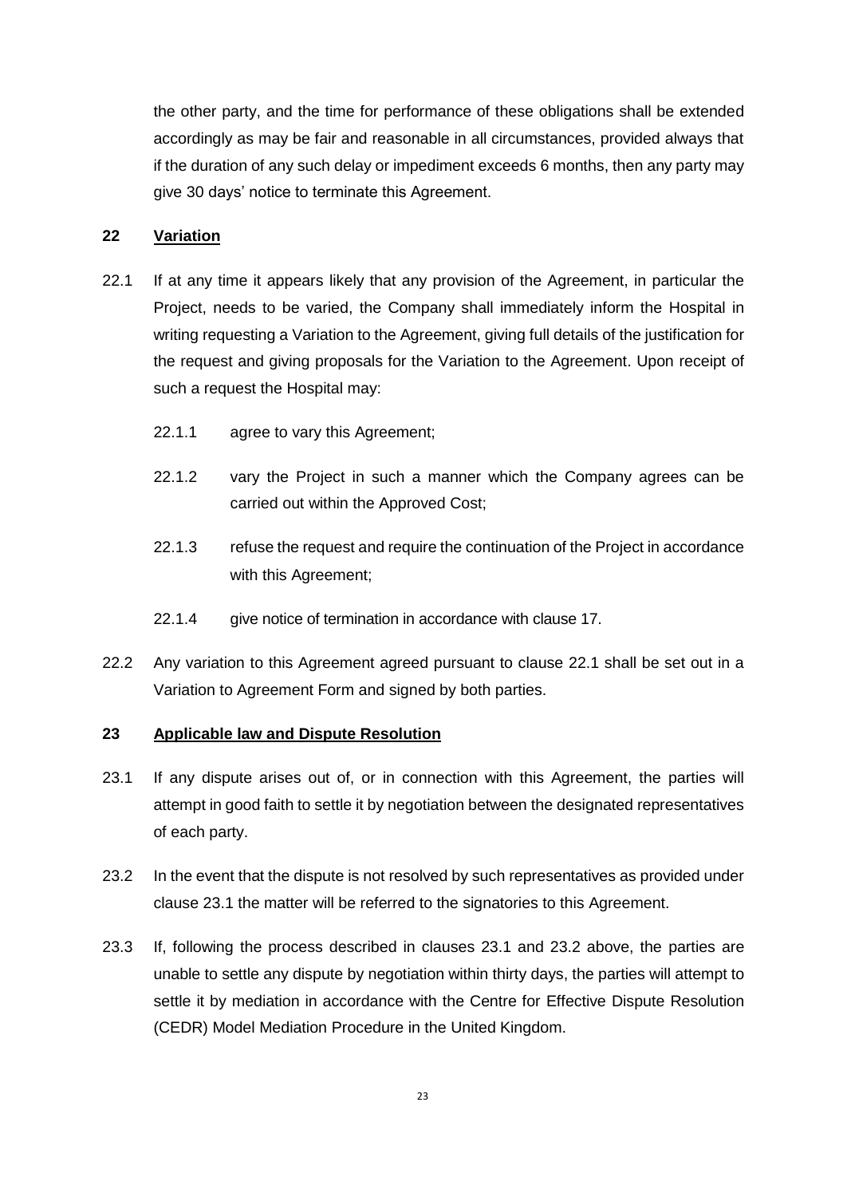the other party, and the time for performance of these obligations shall be extended accordingly as may be fair and reasonable in all circumstances, provided always that if the duration of any such delay or impediment exceeds 6 months, then any party may give 30 days' notice to terminate this Agreement.

## 22 Variation

22.1 If at any time it appears likely that any provision of the Agreement, in particular the Project, needs to be varied, the Company shall immediately inform the Hospital in writing requesting a Variation to the Agreement, giving full details of the justification for the request and giving proposals for the Variation to the Agreement. Upon receipt of such a request the Hospital may:

22.1.1 agree to vary this Agreement;

22.1.2 vary the Project in such a manner which the Company agrees can be carried out within the Approved Cost;

22.1.3 refuse the request and require the continuation of the Project in accordance with this Agreement;

22.1.4 give notice of termination in accordance with clause 17.

22.2 Any variation to this Agreement agreed pursuant to clause 22.1 shall be set out in a Variation to Agreement Form and signed by both parties.

## 23 Applicable law and Dispute Resolution

23.1 If any dispute arises out of, or in connection with this Agreement, the parties will attempt in good faith to settle it by negotiation between the designated representatives of each party.

23.2 In the event that the dispute is not resolved by such representatives as provided under clause 23.1 the matter will be referred to the signatories to this Agreement.

23.3 If, following the process described in clauses 23.1 and 23.2 above, the parties are unable to settle any dispute by negotiation within thirty days, the parties will attempt to settle it by mediation in accordance with the Centre for Effective Dispute Resolution (CEDR) Model Mediation Procedure in the United Kingdom.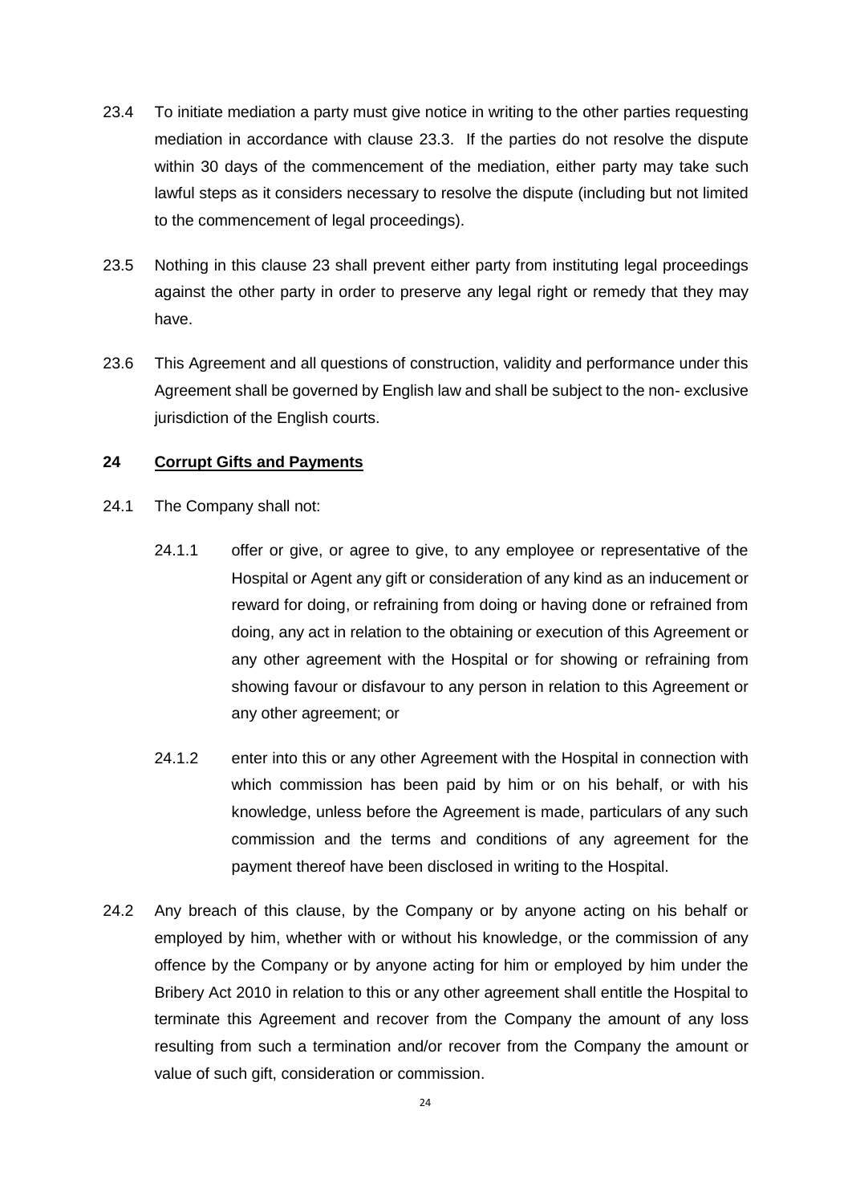23.4 To initiate mediation a party must give notice in writing to the other parties requesting mediation in accordance with clause 23.3. If the parties do not resolve the dispute within 30 days of the commencement of the mediation, either party may take such lawful steps as it considers necessary to resolve the dispute (including but not limited to the commencement of legal proceedings).

23.5 Nothing in this clause 23 shall prevent either party from instituting legal proceedings against the other party in order to preserve any legal right or remedy that they may have.

23.6 This Agreement and all questions of construction, validity and performance under this Agreement shall be governed by English law and shall be subject to the non- exclusive jurisdiction of the English courts.

## 24 Corrupt Gifts and Payments

24.1 The Company shall not:

24.1.1 offer or give, or agree to give, to any employee or representative of the Hospital or Agent any gift or consideration of any kind as an inducement or reward for doing, or refraining from doing or having done or refrained from doing, any act in relation to the obtaining or execution of this Agreement or any other agreement with the Hospital or for showing or refraining from showing favour or disfavour to any person in relation to this Agreement or any other agreement; or

24.1.2 enter into this or any other Agreement with the Hospital in connection with which commission has been paid by him or on his behalf, or with his knowledge, unless before the Agreement is made, particulars of any such commission and the terms and conditions of any agreement for the payment thereof have been disclosed in writing to the Hospital.

24.2 Any breach of this clause, by the Company or by anyone acting on his behalf or employed by him, whether with or without his knowledge, or the commission of any offence by the Company or by anyone acting for him or employed by him under the Bribery Act 2010 in relation to this or any other agreement shall entitle the Hospital to terminate this Agreement and recover from the Company the amount of any loss resulting from such a termination and/or recover from the Company the amount or value of such gift, consideration or commission.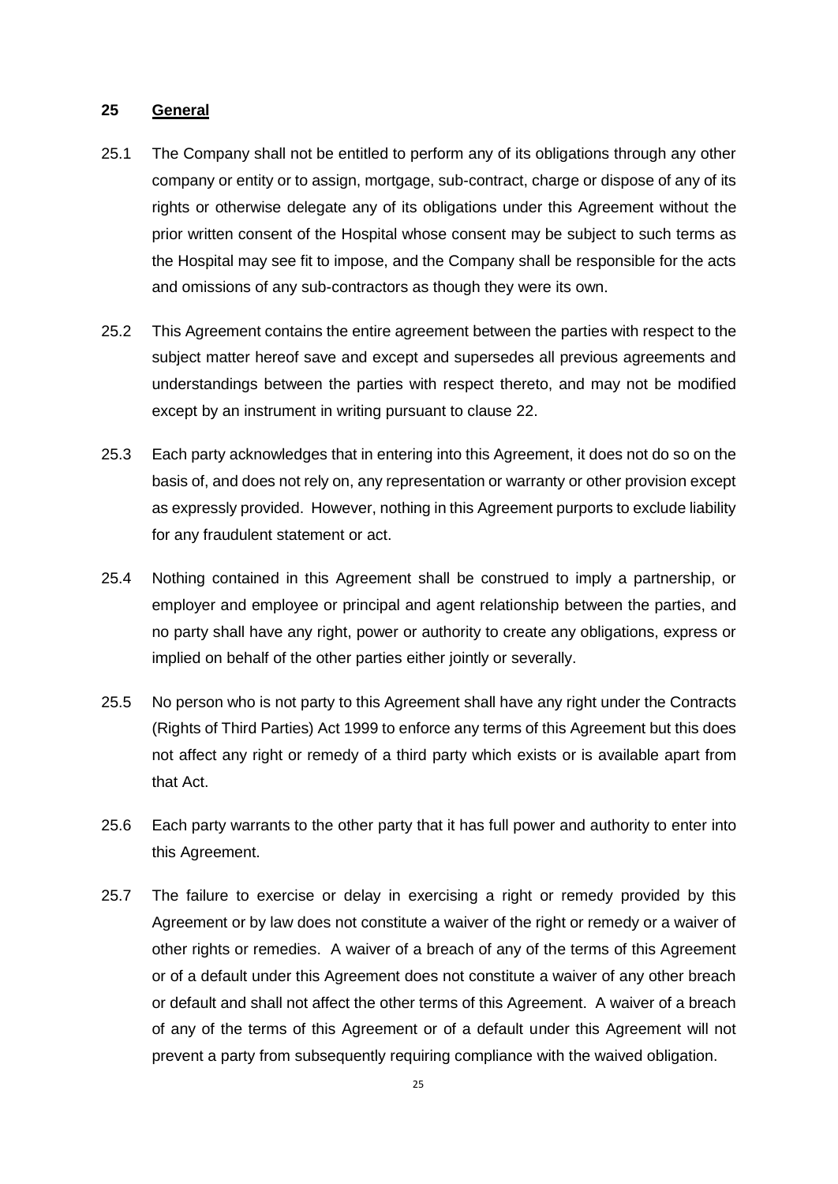## 25 General

25.1 The Company shall not be entitled to perform any of its obligations through any other company or entity or to assign, mortgage, sub-contract, charge or dispose of any of its rights or otherwise delegate any of its obligations under this Agreement without the prior written consent of the Hospital whose consent may be subject to such terms as the Hospital may see fit to impose, and the Company shall be responsible for the acts and omissions of any sub-contractors as though they were its own.

25.2 This Agreement contains the entire agreement between the parties with respect to the subject matter hereof save and except and supersedes all previous agreements and understandings between the parties with respect thereto, and may not be modified except by an instrument in writing pursuant to clause 22.

25.3 Each party acknowledges that in entering into this Agreement, it does not do so on the basis of, and does not rely on, any representation or warranty or other provision except as expressly provided. However, nothing in this Agreement purports to exclude liability for any fraudulent statement or act.

25.4 Nothing contained in this Agreement shall be construed to imply a partnership, or employer and employee or principal and agent relationship between the parties, and no party shall have any right, power or authority to create any obligations, express or implied on behalf of the other parties either jointly or severally.

25.5 No person who is not party to this Agreement shall have any right under the Contracts (Rights of Third Parties) Act 1999 to enforce any terms of this Agreement but this does not affect any right or remedy of a third party which exists or is available apart from that Act.

25.6 Each party warrants to the other party that it has full power and authority to enter into this Agreement.

25.7 The failure to exercise or delay in exercising a right or remedy provided by this Agreement or by law does not constitute a waiver of the right or remedy or a waiver of other rights or remedies. A waiver of a breach of any of the terms of this Agreement or of a default under this Agreement does not constitute a waiver of any other breach or default and shall not affect the other terms of this Agreement. A waiver of a breach of any of the terms of this Agreement or of a default under this Agreement will not prevent a party from subsequently requiring compliance with the waived obligation.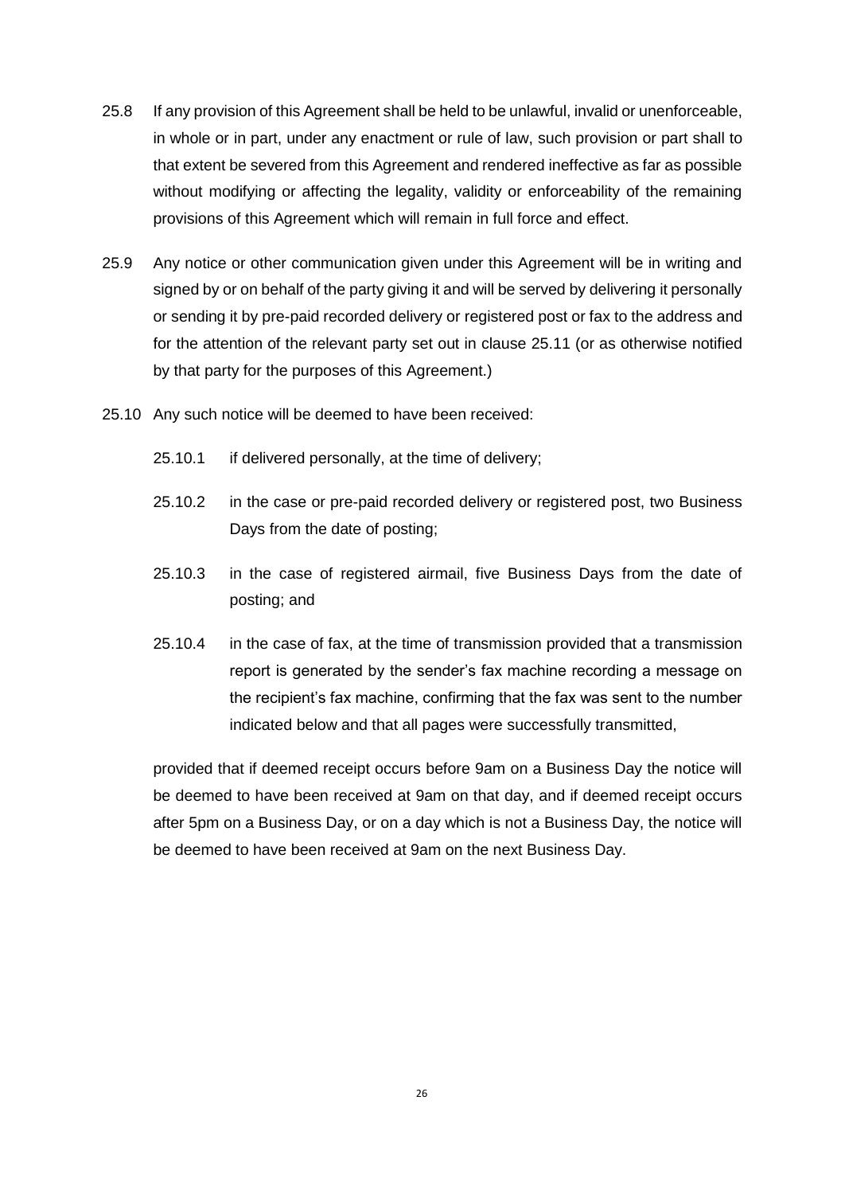25.8 If any provision of this Agreement shall be held to be unlawful, invalid or unenforceable, in whole or in part, under any enactment or rule of law, such provision or part shall to that extent be severed from this Agreement and rendered ineffective as far as possible without modifying or affecting the legality, validity or enforceability of the remaining provisions of this Agreement which will remain in full force and effect.

25.9 Any notice or other communication given under this Agreement will be in writing and signed by or on behalf of the party giving it and will be served by delivering it personally or sending it by pre-paid recorded delivery or registered post or fax to the address and for the attention of the relevant party set out in clause 25.11 (or as otherwise notified by that party for the purposes of this Agreement.)

25.10 Any such notice will be deemed to have been received:

25.10.1 if delivered personally, at the time of delivery;

25.10.2 in the case or pre-paid recorded delivery or registered post, two Business Days from the date of posting;

25.10.3 in the case of registered airmail, five Business Days from the date of posting; and

25.10.4 in the case of fax, at the time of transmission provided that a transmission report is generated by the sender's fax machine recording a message on the recipient's fax machine, confirming that the fax was sent to the number indicated below and that all pages were successfully transmitted,

provided that if deemed receipt occurs before 9am on a Business Day the notice will be deemed to have been received at 9am on that day, and if deemed receipt occurs after 5pm on a Business Day, or on a day which is not a Business Day, the notice will be deemed to have been received at 9am on the next Business Day.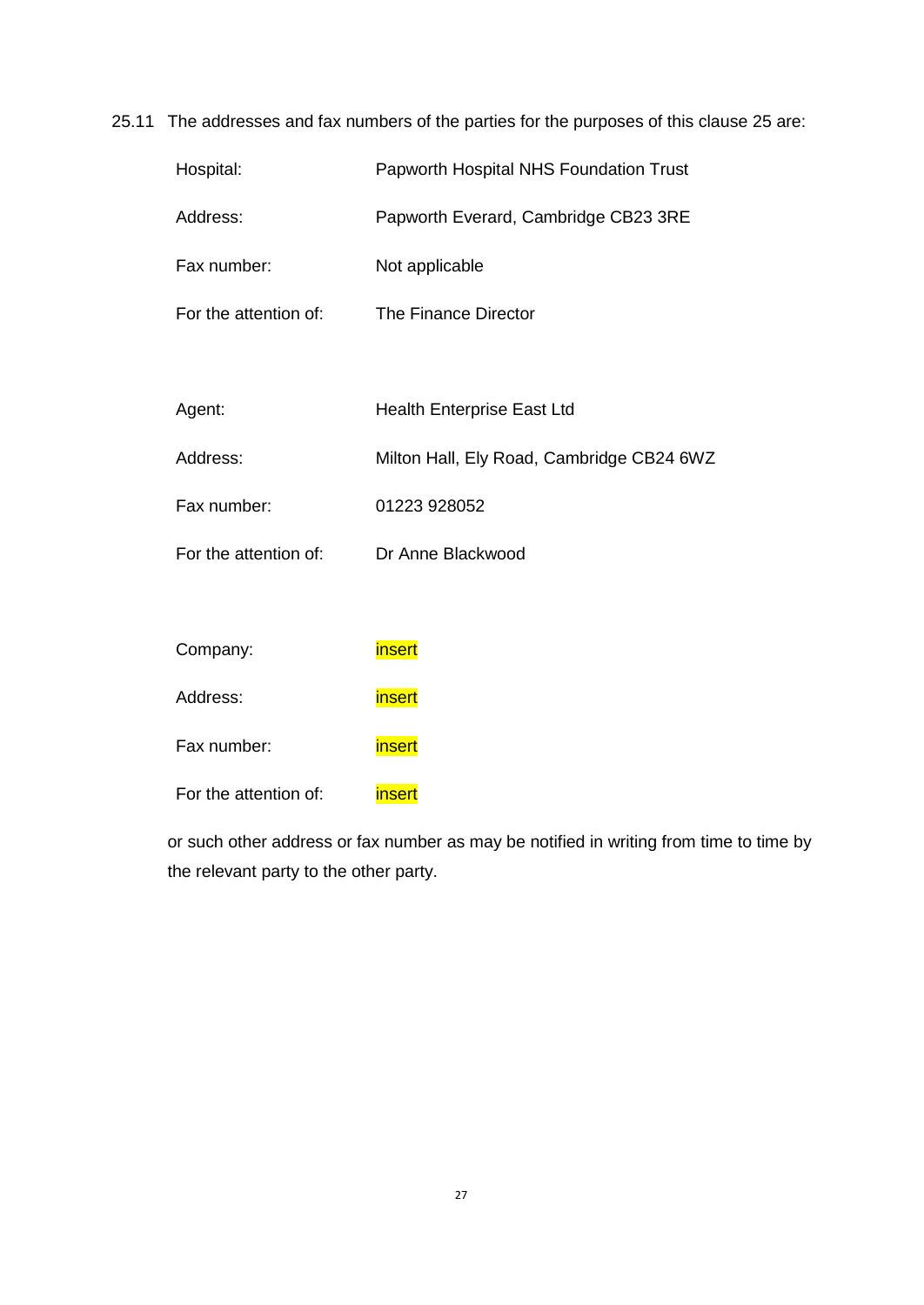25.11 The addresses and fax numbers of the parties for the purposes of this clause 25 are:

| | |
|---|---|
| Hospital: | Papworth Hospital NHS Foundation Trust |
| Address: | Papworth Everard, Cambridge CB23 3RE |
| Fax number: | Not applicable |
| For the attention of: | The Finance Director |
| | |
| Agent: | Health Enterprise East Ltd |
| Address: | Milton Hall, Ely Road, Cambridge CB24 6WZ |
| Fax number: | 01223 928052 |
| For the attention of: | Dr Anne Blackwood |
| | |
| Company: | insert |
| Address: | insert |
| Fax number: | insert |
| For the attention of: | insert |

or such other address or fax number as may be notified in writing from time to time by the relevant party to the other party.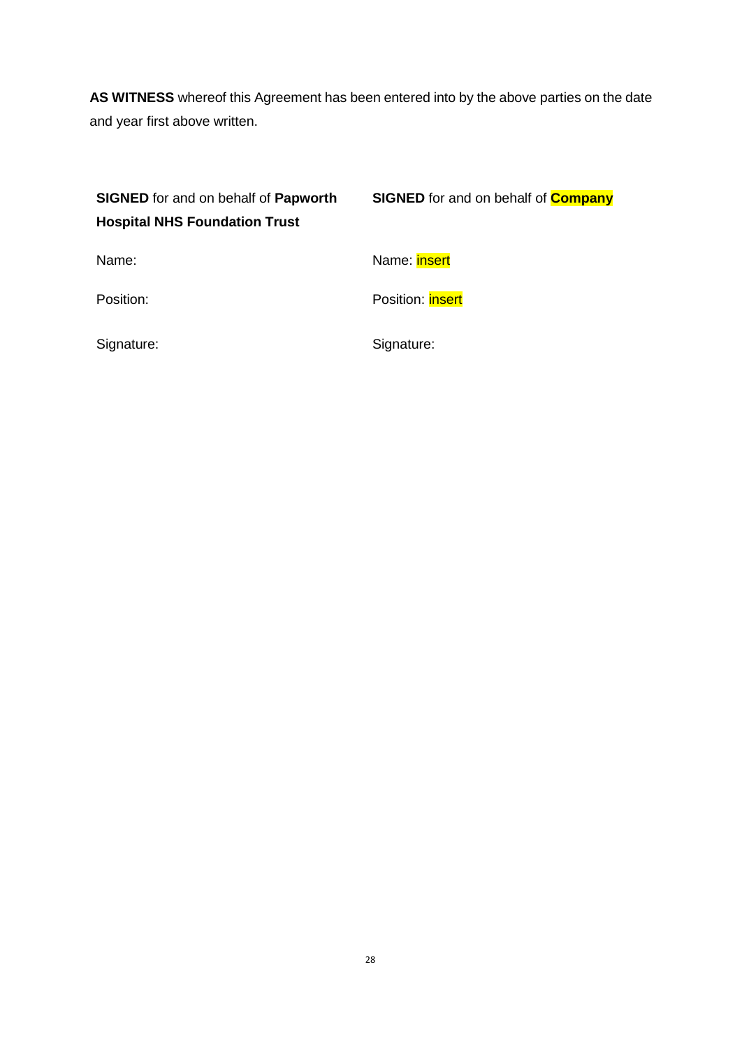**AS WITNESS** whereof this Agreement has been entered into by the above parties on the date and year first above written.

| **SIGNED** for and on behalf of **Papworth Hospital NHS Foundation Trust** | **SIGNED** for and on behalf of **Company** |
| --- | --- |
| Name: | Name: insert |
| Position: | Position: insert |
| Signature: | Signature: |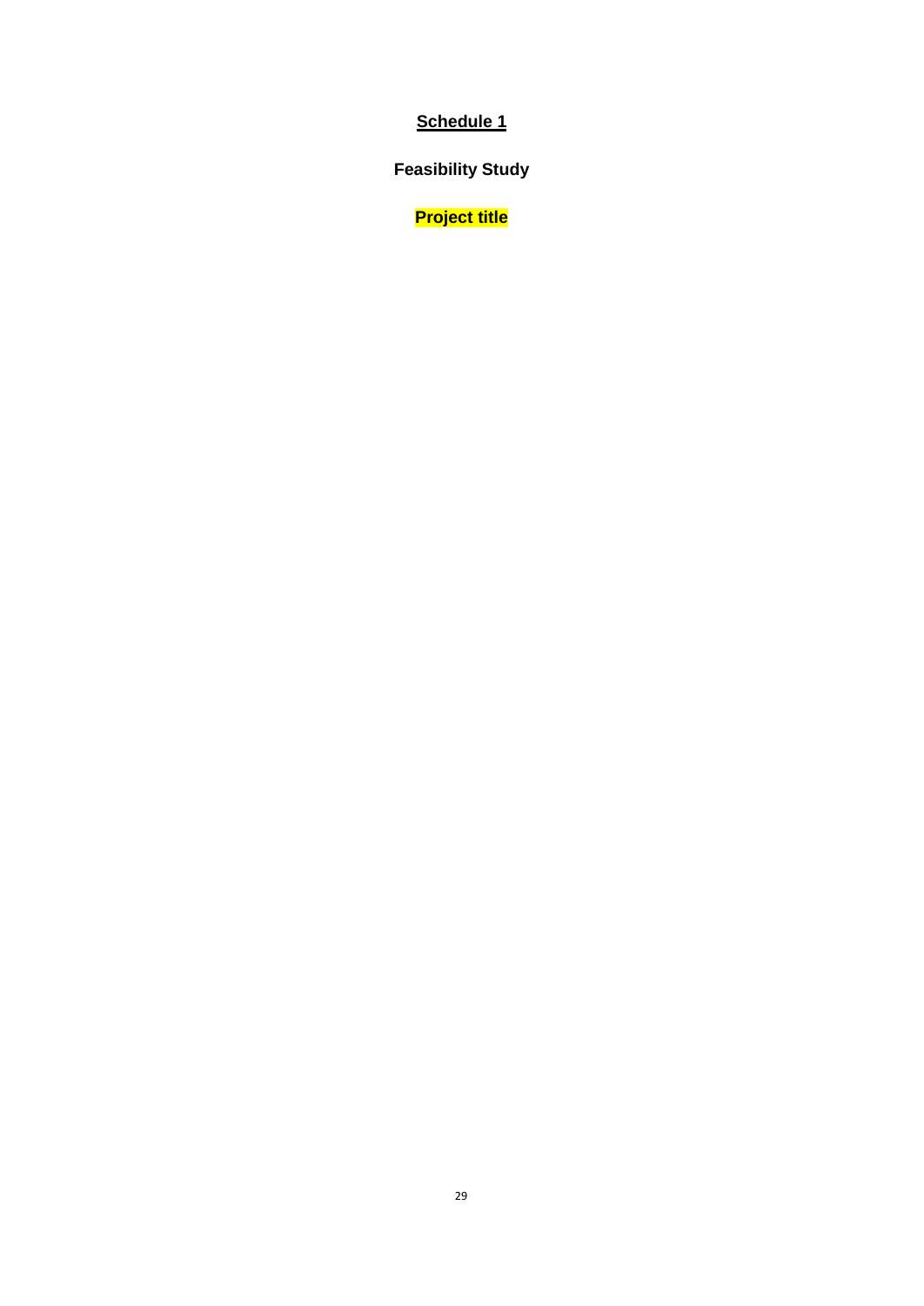# Schedule 1

## Feasibility Study

## Project title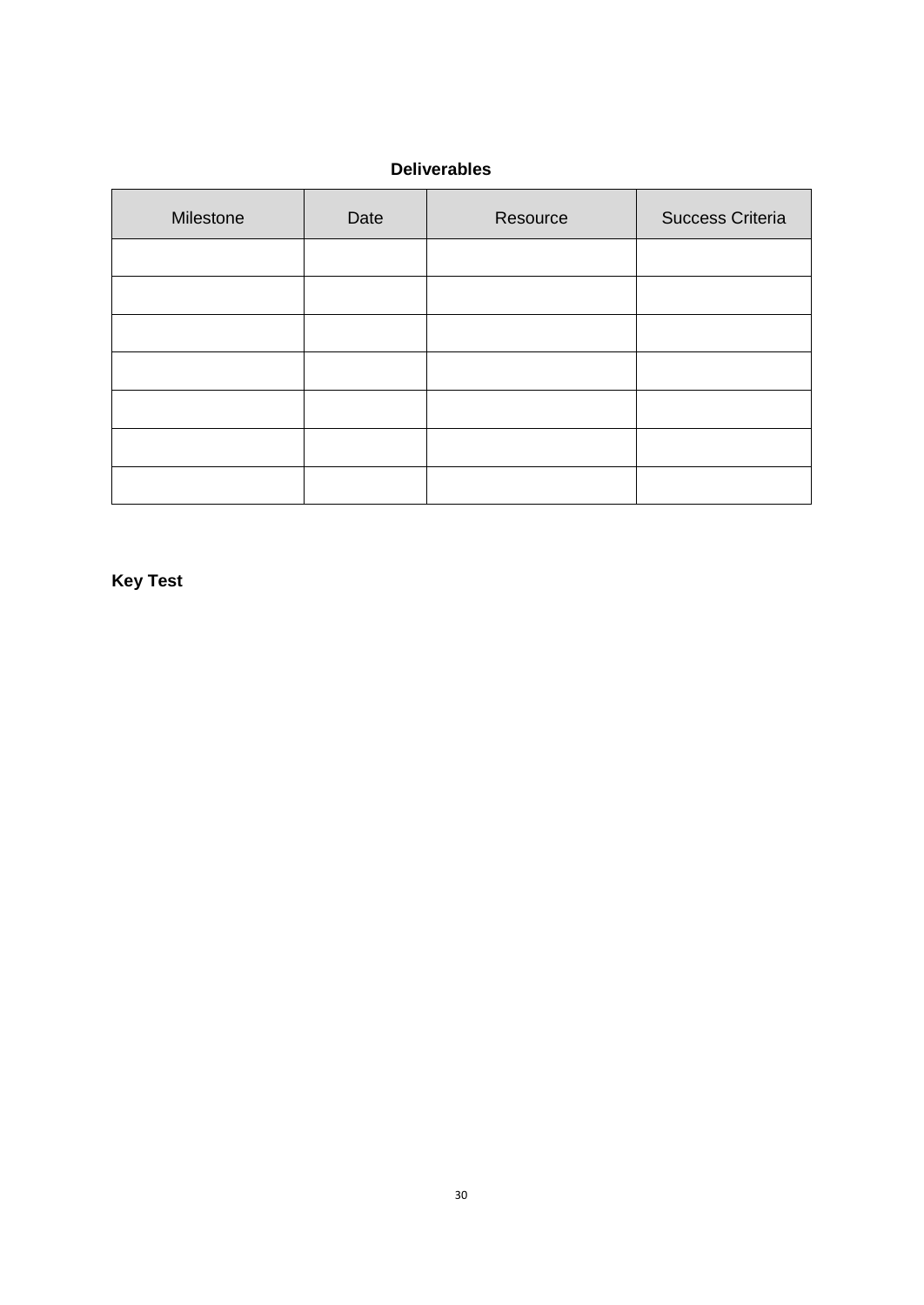**Deliverables**

| Milestone | Date | Resource | Success Criteria |
| --- | --- | --- | --- |
| | | | |
| | | | |
| | | | |
| | | | |
| | | | |
| | | | |
| | | | |

**Key Test**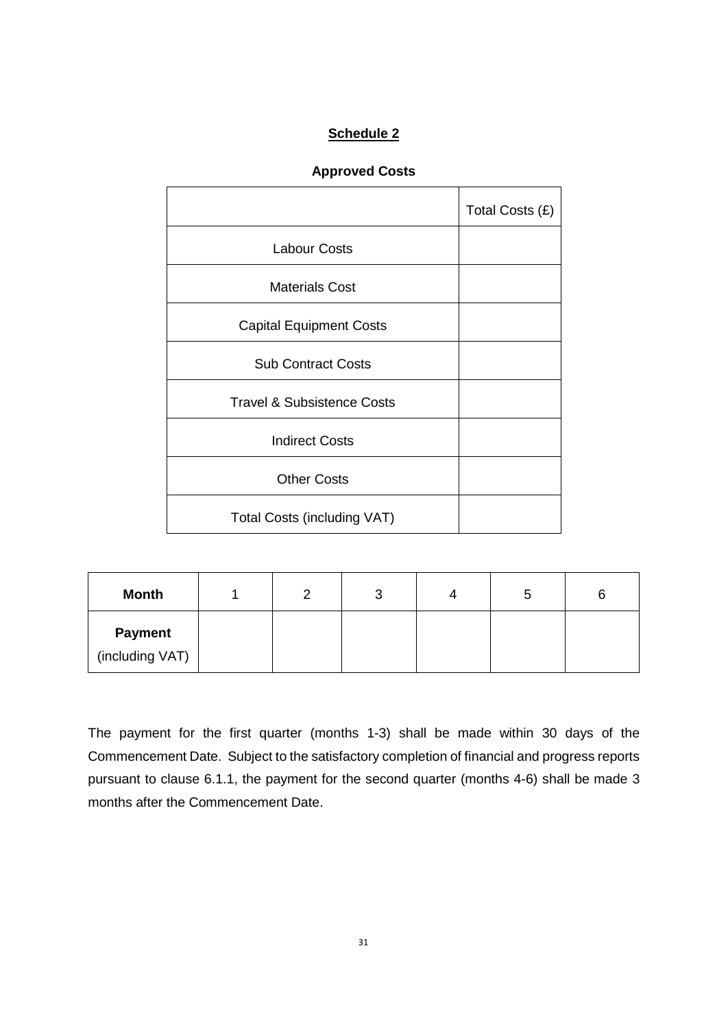## Schedule 2

**Approved Costs**

| | Total Costs (£) |
|---|---|
| Labour Costs | |
| Materials Cost | |
| Capital Equipment Costs | |
| Sub Contract Costs | |
| Travel & Subsistence Costs | |
| Indirect Costs | |
| Other Costs | |
| Total Costs (including VAT) | |

| **Month** | 1 | 2 | 3 | 4 | 5 | 6 |
|---|---|---|---|---|---|---|
| **Payment** (including VAT) | | | | | | |

The payment for the first quarter (months 1-3) shall be made within 30 days of the Commencement Date. Subject to the satisfactory completion of financial and progress reports pursuant to clause 6.1.1, the payment for the second quarter (months 4-6) shall be made 3 months after the Commencement Date.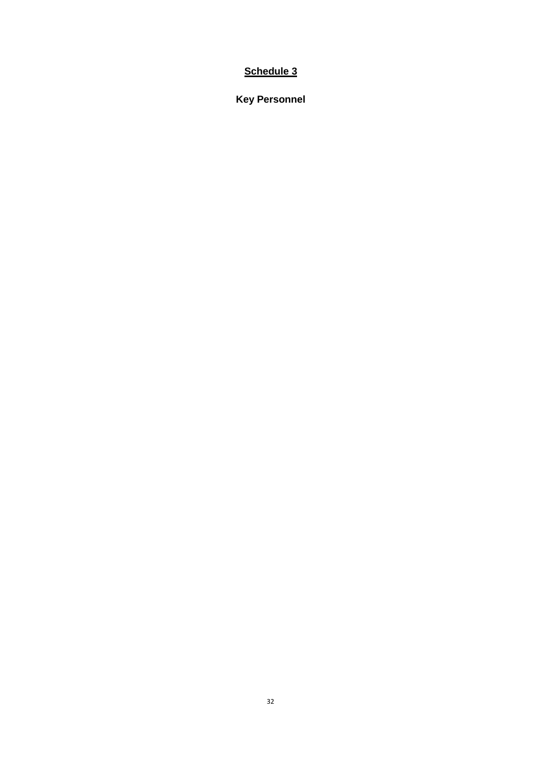# **Schedule 3**

## **Key Personnel**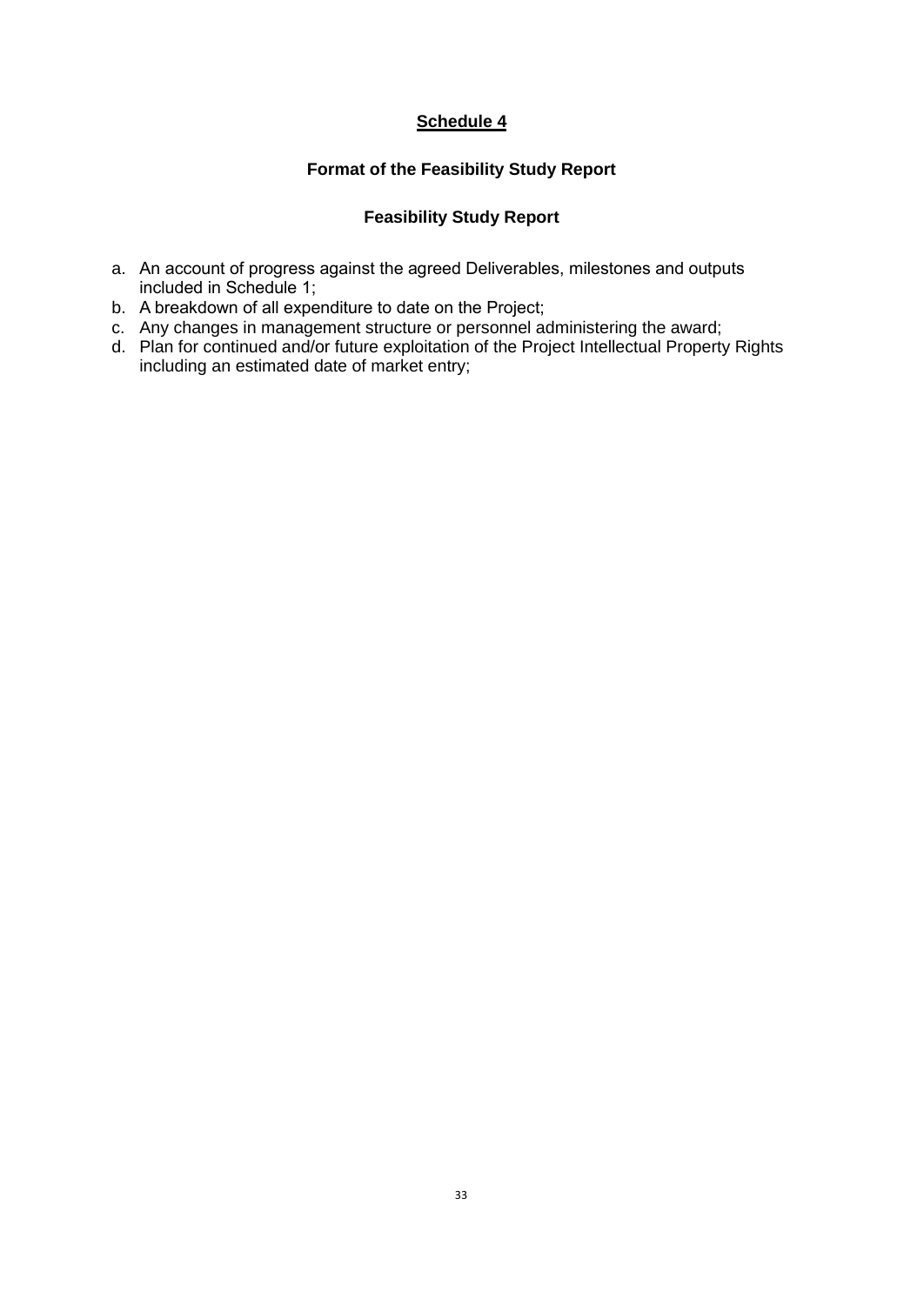# Schedule 4

## Format of the Feasibility Study Report

### Feasibility Study Report

a. An account of progress against the agreed Deliverables, milestones and outputs included in Schedule 1;
b. A breakdown of all expenditure to date on the Project;
c. Any changes in management structure or personnel administering the award;
d. Plan for continued and/or future exploitation of the Project Intellectual Property Rights including an estimated date of market entry;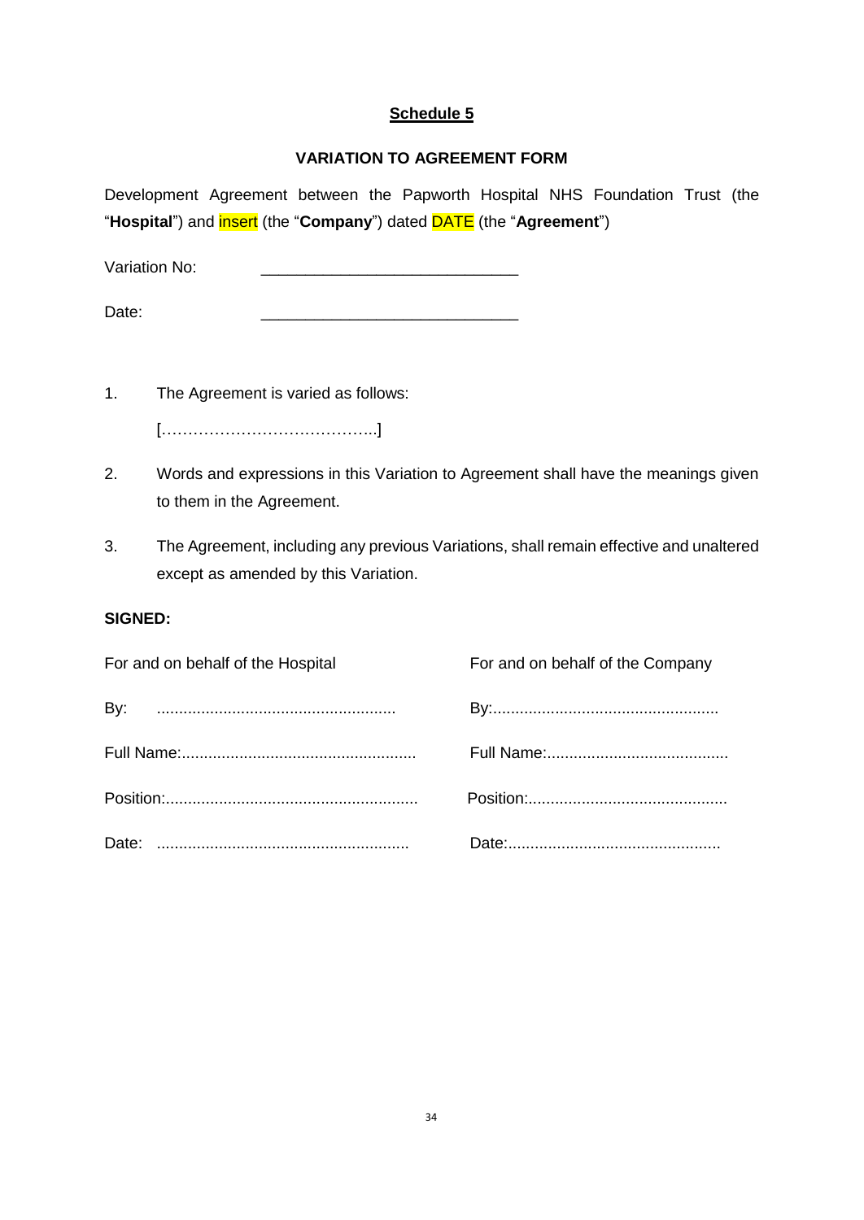## Schedule 5

### VARIATION TO AGREEMENT FORM

Development Agreement between the Papworth Hospital NHS Foundation Trust (the "**Hospital**") and insert (the "**Company**") dated DATE (the "**Agreement**")

Variation No: ______________________________

Date: ______________________________

1. The Agreement is varied as follows:

   […………………………………..]

2. Words and expressions in this Variation to Agreement shall have the meanings given to them in the Agreement.

3. The Agreement, including any previous Variations, shall remain effective and unaltered except as amended by this Variation.

**SIGNED:**

| | |
|---|---|
| For and on behalf of the Hospital | For and on behalf of the Company |
| By: ..................................................... | By:.................................................. |
| Full Name:.................................................... | Full Name:......................................... |
| Position:........................................................ | Position:............................................ |
| Date: ........................................................ | Date:................................................ |